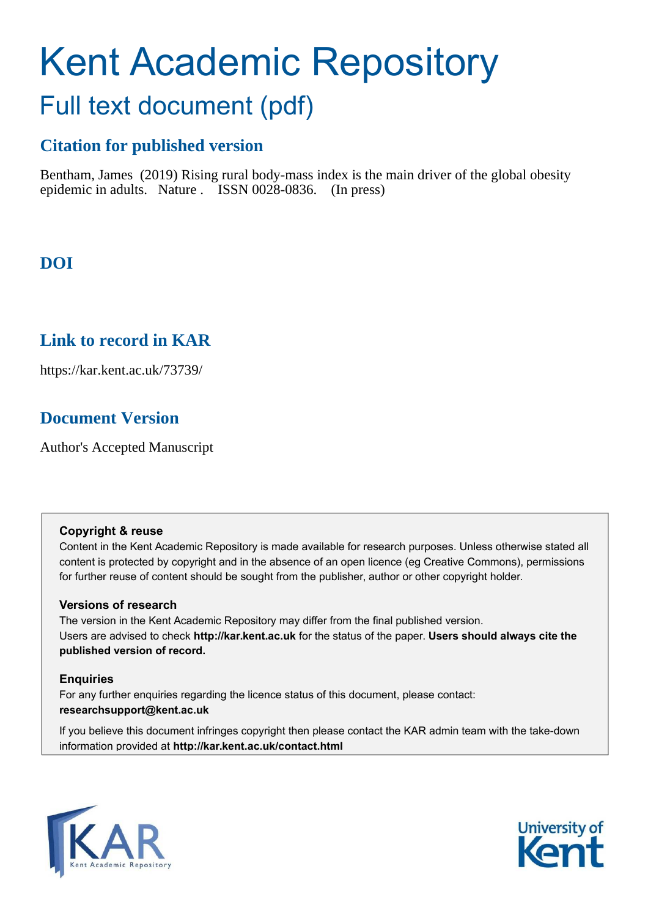# Kent Academic Repository

## Full text document (pdf)

### Citation for published version

Bentham, James (2019) Rising rural body-mass index is the main driver of the global obesity epidemic in adults. Nature . ISSN 0028-0836. (In press)

### DOI

### Link to record in KAR

https://kar.kent.ac.uk/73739/

### Document Version

Author's Accepted Manuscript

**Copyright & reuse**

Content in the Kent Academic Repository is made available for research purposes. Unless otherwise stated all content is protected by copyright and in the absence of an open licence (eg Creative Commons), permissions for further reuse of content should be sought from the publisher, author or other copyright holder.

**Versions of research**

The version in the Kent Academic Repository may differ from the final published version. Users are advised to check **http://kar.kent.ac.uk** for the status of the paper. **Users should always cite the published version of record.**

**Enquiries**

For any further enquiries regarding the licence status of this document, please contact: **researchsupport@kent.ac.uk**

If you believe this document infringes copyright then please contact the KAR admin team with the take-down information provided at **http://kar.kent.ac.uk/contact.html**

KAR Kent Academic Repository

University of Kent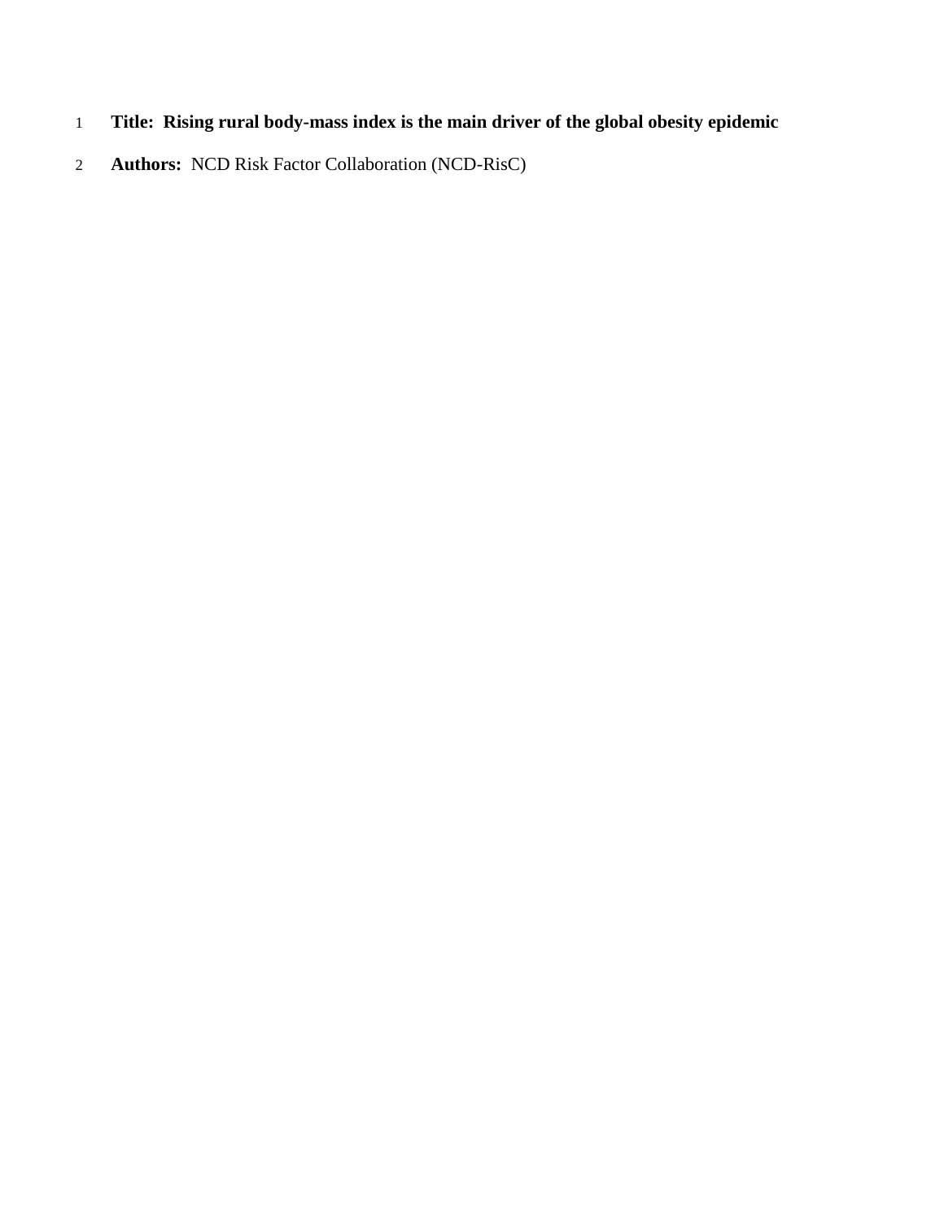**Title: Rising rural body-mass index is the main driver of the global obesity epidemic**

**Authors:** NCD Risk Factor Collaboration (NCD-RisC)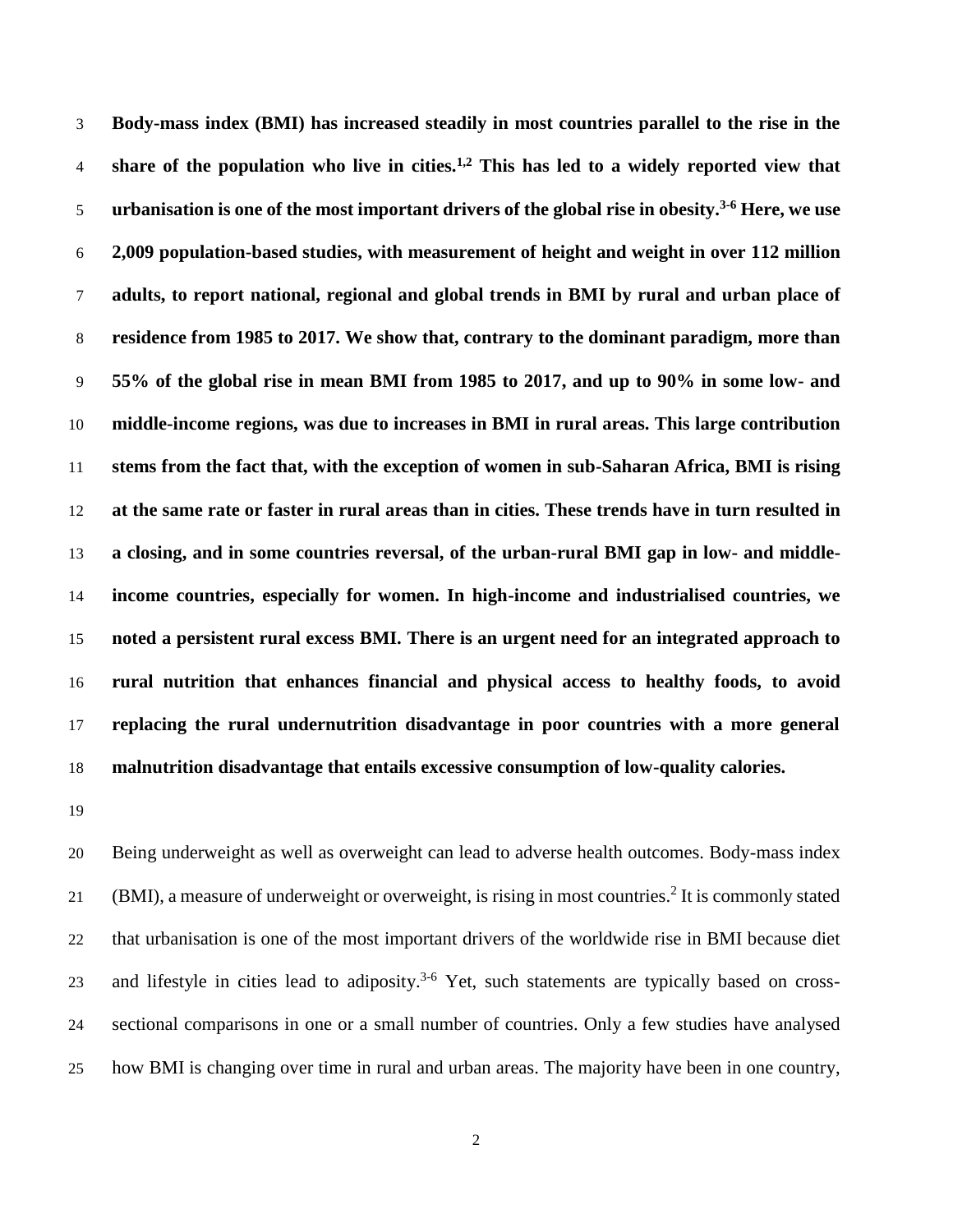**Body-mass index (BMI) has increased steadily in most countries parallel to the rise in the share of the population who live in cities.[1,2] This has led to a widely reported view that urbanisation is one of the most important drivers of the global rise in obesity.[3-6] Here, we use 2,009 population-based studies, with measurement of height and weight in over 112 million adults, to report national, regional and global trends in BMI by rural and urban place of residence from 1985 to 2017. We show that, contrary to the dominant paradigm, more than 55% of the global rise in mean BMI from 1985 to 2017, and up to 90% in some low- and middle-income regions, was due to increases in BMI in rural areas. This large contribution stems from the fact that, with the exception of women in sub-Saharan Africa, BMI is rising at the same rate or faster in rural areas than in cities. These trends have in turn resulted in a closing, and in some countries reversal, of the urban-rural BMI gap in low- and middle-income countries, especially for women. In high-income and industrialised countries, we noted a persistent rural excess BMI. There is an urgent need for an integrated approach to rural nutrition that enhances financial and physical access to healthy foods, to avoid replacing the rural undernutrition disadvantage in poor countries with a more general malnutrition disadvantage that entails excessive consumption of low-quality calories.**

Being underweight as well as overweight can lead to adverse health outcomes. Body-mass index (BMI), a measure of underweight or overweight, is rising in most countries.[2] It is commonly stated that urbanisation is one of the most important drivers of the worldwide rise in BMI because diet and lifestyle in cities lead to adiposity.[3-6] Yet, such statements are typically based on cross-sectional comparisons in one or a small number of countries. Only a few studies have analysed how BMI is changing over time in rural and urban areas. The majority have been in one country,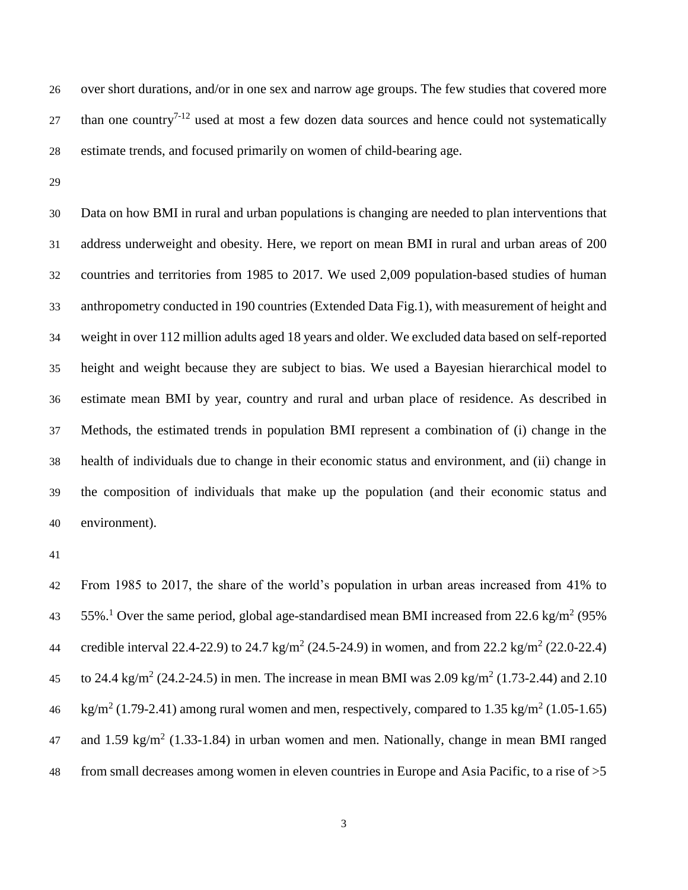over short durations, and/or in one sex and narrow age groups. The few studies that covered more than one country[7-12] used at most a few dozen data sources and hence could not systematically estimate trends, and focused primarily on women of child-bearing age.

Data on how BMI in rural and urban populations is changing are needed to plan interventions that address underweight and obesity. Here, we report on mean BMI in rural and urban areas of 200 countries and territories from 1985 to 2017. We used 2,009 population-based studies of human anthropometry conducted in 190 countries (Extended Data Fig.1), with measurement of height and weight in over 112 million adults aged 18 years and older. We excluded data based on self-reported height and weight because they are subject to bias. We used a Bayesian hierarchical model to estimate mean BMI by year, country and rural and urban place of residence. As described in Methods, the estimated trends in population BMI represent a combination of (i) change in the health of individuals due to change in their economic status and environment, and (ii) change in the composition of individuals that make up the population (and their economic status and environment).

From 1985 to 2017, the share of the world's population in urban areas increased from 41% to 55%.[1] Over the same period, global age-standardised mean BMI increased from 22.6 kg/$m^2$ (95% credible interval 22.4-22.9) to 24.7 kg/$m^2$ (24.5-24.9) in women, and from 22.2 kg/$m^2$ (22.0-22.4) to 24.4 kg/$m^2$ (24.2-24.5) in men. The increase in mean BMI was 2.09 kg/$m^2$ (1.73-2.44) and 2.10 kg/$m^2$ (1.79-2.41) among rural women and men, respectively, compared to 1.35 kg/$m^2$ (1.05-1.65) and 1.59 kg/$m^2$ (1.33-1.84) in urban women and men. Nationally, change in mean BMI ranged from small decreases among women in eleven countries in Europe and Asia Pacific, to a rise of >5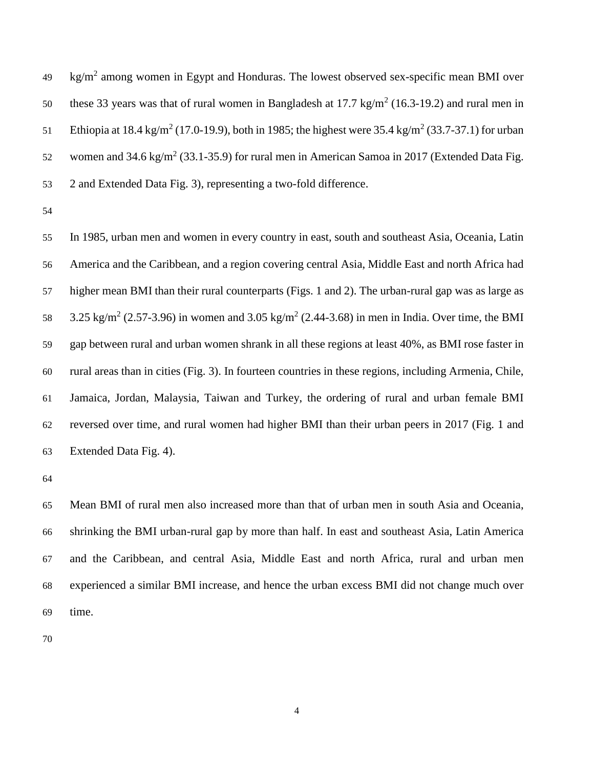kg/m$^2$ among women in Egypt and Honduras. The lowest observed sex-specific mean BMI over these 33 years was that of rural women in Bangladesh at 17.7 kg/m$^2$ (16.3-19.2) and rural men in Ethiopia at 18.4 kg/m$^2$ (17.0-19.9), both in 1985; the highest were 35.4 kg/m$^2$ (33.7-37.1) for urban women and 34.6 kg/m$^2$ (33.1-35.9) for rural men in American Samoa in 2017 (Extended Data Fig. 2 and Extended Data Fig. 3), representing a two-fold difference.

In 1985, urban men and women in every country in east, south and southeast Asia, Oceania, Latin America and the Caribbean, and a region covering central Asia, Middle East and north Africa had higher mean BMI than their rural counterparts (Figs. 1 and 2). The urban-rural gap was as large as 3.25 kg/m$^2$ (2.57-3.96) in women and 3.05 kg/m$^2$ (2.44-3.68) in men in India. Over time, the BMI gap between rural and urban women shrank in all these regions at least 40%, as BMI rose faster in rural areas than in cities (Fig. 3). In fourteen countries in these regions, including Armenia, Chile, Jamaica, Jordan, Malaysia, Taiwan and Turkey, the ordering of rural and urban female BMI reversed over time, and rural women had higher BMI than their urban peers in 2017 (Fig. 1 and Extended Data Fig. 4).

Mean BMI of rural men also increased more than that of urban men in south Asia and Oceania, shrinking the BMI urban-rural gap by more than half. In east and southeast Asia, Latin America and the Caribbean, and central Asia, Middle East and north Africa, rural and urban men experienced a similar BMI increase, and hence the urban excess BMI did not change much over time.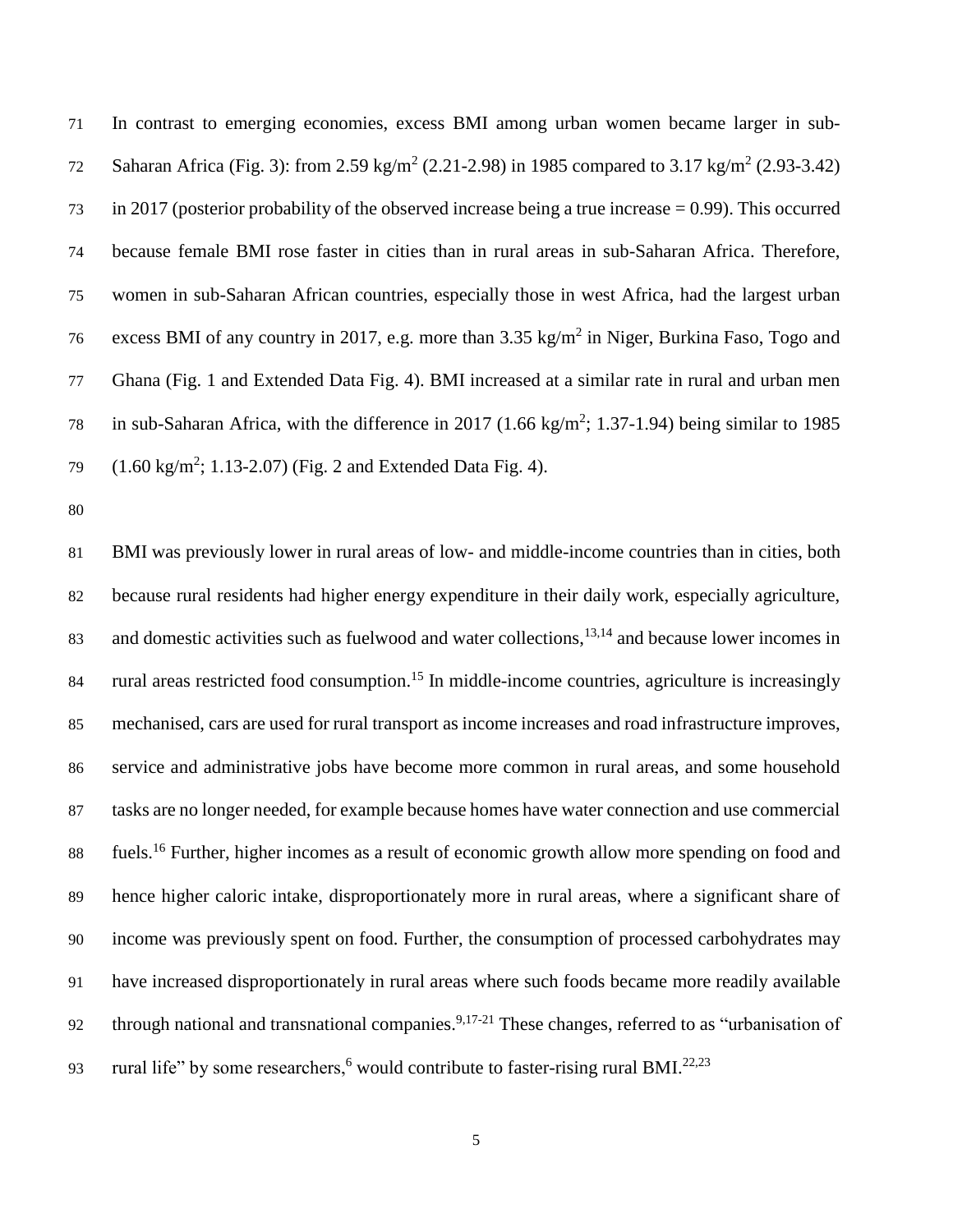In contrast to emerging economies, excess BMI among urban women became larger in sub-Saharan Africa (Fig. 3): from 2.59 $kg/m^2$ (2.21-2.98) in 1985 compared to 3.17 $kg/m^2$ (2.93-3.42) in 2017 (posterior probability of the observed increase being a true increase = 0.99). This occurred because female BMI rose faster in cities than in rural areas in sub-Saharan Africa. Therefore, women in sub-Saharan African countries, especially those in west Africa, had the largest urban excess BMI of any country in 2017, e.g. more than 3.35 $kg/m^2$ in Niger, Burkina Faso, Togo and Ghana (Fig. 1 and Extended Data Fig. 4). BMI increased at a similar rate in rural and urban men in sub-Saharan Africa, with the difference in 2017 (1.66 $kg/m^2$; 1.37-1.94) being similar to 1985 (1.60 $kg/m^2$; 1.13-2.07) (Fig. 2 and Extended Data Fig. 4).

BMI was previously lower in rural areas of low- and middle-income countries than in cities, both because rural residents had higher energy expenditure in their daily work, especially agriculture, and domestic activities such as fuelwood and water collections,[13,14] and because lower incomes in rural areas restricted food consumption.[15] In middle-income countries, agriculture is increasingly mechanised, cars are used for rural transport as income increases and road infrastructure improves, service and administrative jobs have become more common in rural areas, and some household tasks are no longer needed, for example because homes have water connection and use commercial fuels.[16] Further, higher incomes as a result of economic growth allow more spending on food and hence higher caloric intake, disproportionately more in rural areas, where a significant share of income was previously spent on food. Further, the consumption of processed carbohydrates may have increased disproportionately in rural areas where such foods became more readily available through national and transnational companies.[9,17-21] These changes, referred to as "urbanisation of rural life" by some researchers,[6] would contribute to faster-rising rural BMI.[22,23]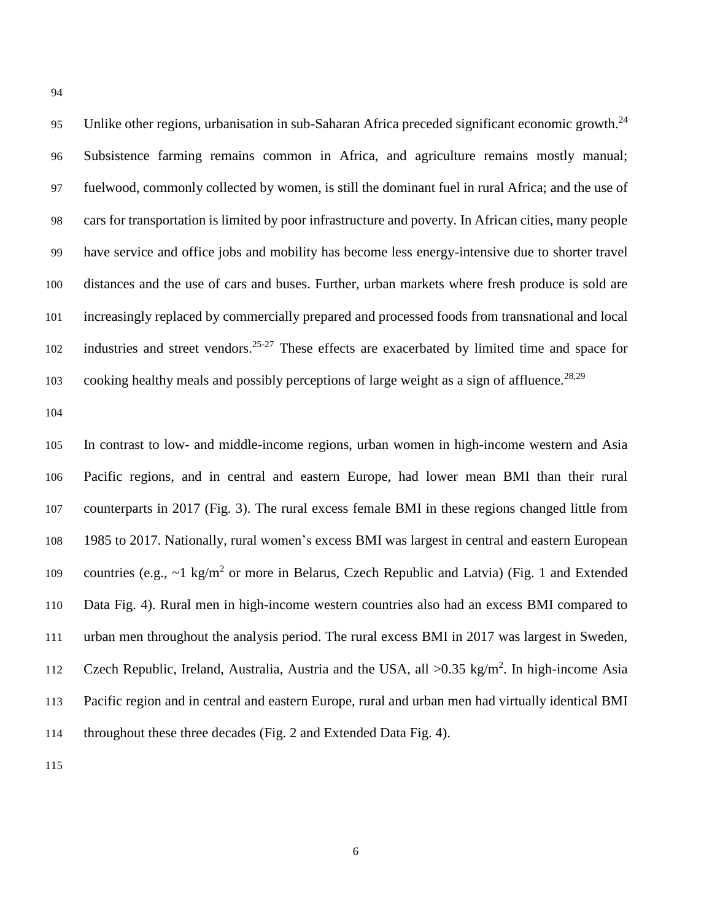Unlike other regions, urbanisation in sub-Saharan Africa preceded significant economic growth.[24] Subsistence farming remains common in Africa, and agriculture remains mostly manual; fuelwood, commonly collected by women, is still the dominant fuel in rural Africa; and the use of cars for transportation is limited by poor infrastructure and poverty. In African cities, many people have service and office jobs and mobility has become less energy-intensive due to shorter travel distances and the use of cars and buses. Further, urban markets where fresh produce is sold are increasingly replaced by commercially prepared and processed foods from transnational and local industries and street vendors.[25-27] These effects are exacerbated by limited time and space for cooking healthy meals and possibly perceptions of large weight as a sign of affluence.[28,29]

In contrast to low- and middle-income regions, urban women in high-income western and Asia Pacific regions, and in central and eastern Europe, had lower mean BMI than their rural counterparts in 2017 (Fig. 3). The rural excess female BMI in these regions changed little from 1985 to 2017. Nationally, rural women's excess BMI was largest in central and eastern European countries (e.g., ~1 kg/m$^2$ or more in Belarus, Czech Republic and Latvia) (Fig. 1 and Extended Data Fig. 4). Rural men in high-income western countries also had an excess BMI compared to urban men throughout the analysis period. The rural excess BMI in 2017 was largest in Sweden, Czech Republic, Ireland, Australia, Austria and the USA, all >0.35 kg/m$^2$. In high-income Asia Pacific region and in central and eastern Europe, rural and urban men had virtually identical BMI throughout these three decades (Fig. 2 and Extended Data Fig. 4).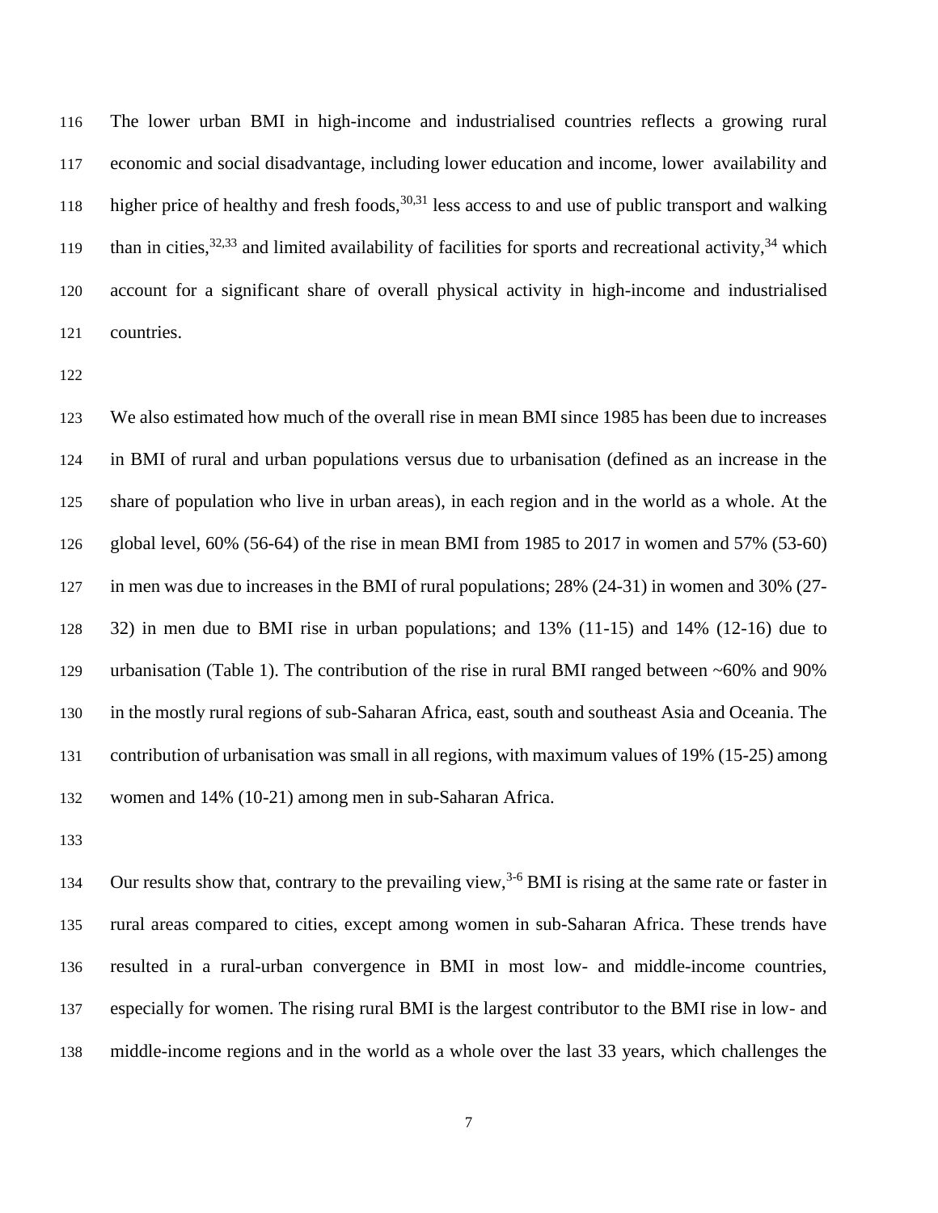The lower urban BMI in high-income and industrialised countries reflects a growing rural economic and social disadvantage, including lower education and income, lower availability and higher price of healthy and fresh foods,[30,31] less access to and use of public transport and walking than in cities,[32,33] and limited availability of facilities for sports and recreational activity,[34] which account for a significant share of overall physical activity in high-income and industrialised countries.

We also estimated how much of the overall rise in mean BMI since 1985 has been due to increases in BMI of rural and urban populations versus due to urbanisation (defined as an increase in the share of population who live in urban areas), in each region and in the world as a whole. At the global level, 60% (56-64) of the rise in mean BMI from 1985 to 2017 in women and 57% (53-60) in men was due to increases in the BMI of rural populations; 28% (24-31) in women and 30% (27-32) in men due to BMI rise in urban populations; and 13% (11-15) and 14% (12-16) due to urbanisation (Table 1). The contribution of the rise in rural BMI ranged between ~60% and 90% in the mostly rural regions of sub-Saharan Africa, east, south and southeast Asia and Oceania. The contribution of urbanisation was small in all regions, with maximum values of 19% (15-25) among women and 14% (10-21) among men in sub-Saharan Africa.

Our results show that, contrary to the prevailing view,[3-6] BMI is rising at the same rate or faster in rural areas compared to cities, except among women in sub-Saharan Africa. These trends have resulted in a rural-urban convergence in BMI in most low- and middle-income countries, especially for women. The rising rural BMI is the largest contributor to the BMI rise in low- and middle-income regions and in the world as a whole over the last 33 years, which challenges the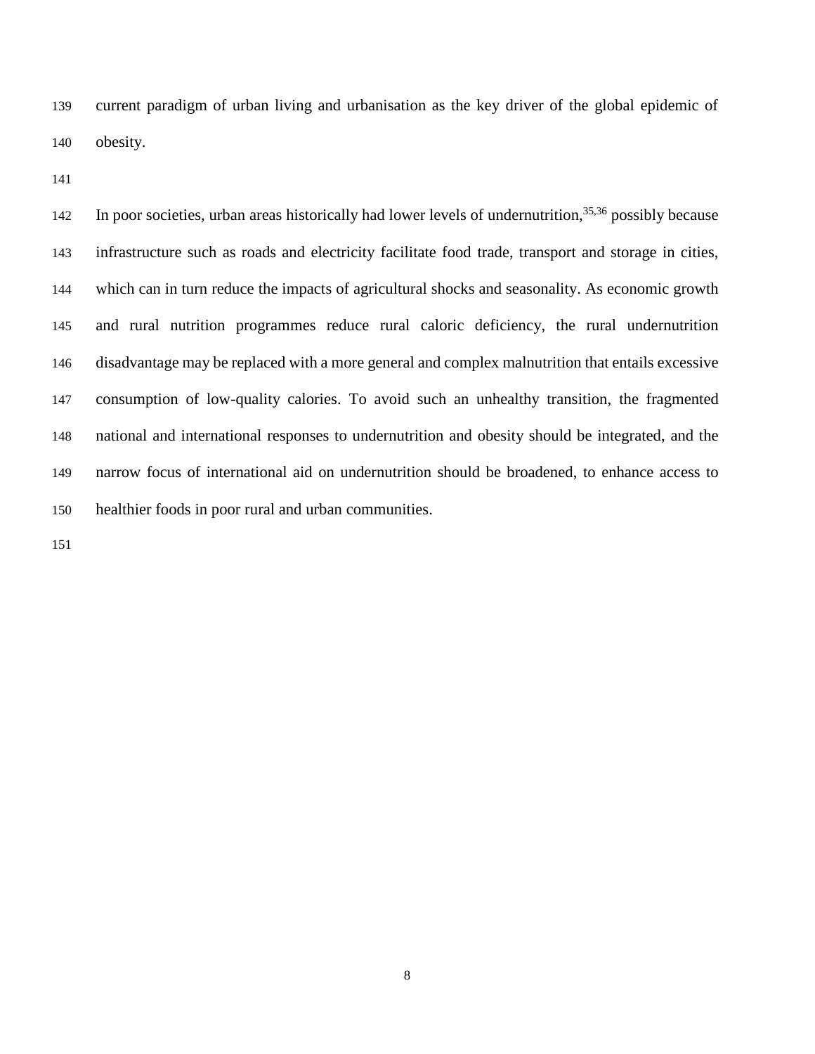current paradigm of urban living and urbanisation as the key driver of the global epidemic of obesity.

In poor societies, urban areas historically had lower levels of undernutrition,[35,36] possibly because infrastructure such as roads and electricity facilitate food trade, transport and storage in cities, which can in turn reduce the impacts of agricultural shocks and seasonality. As economic growth and rural nutrition programmes reduce rural caloric deficiency, the rural undernutrition disadvantage may be replaced with a more general and complex malnutrition that entails excessive consumption of low-quality calories. To avoid such an unhealthy transition, the fragmented national and international responses to undernutrition and obesity should be integrated, and the narrow focus of international aid on undernutrition should be broadened, to enhance access to healthier foods in poor rural and urban communities.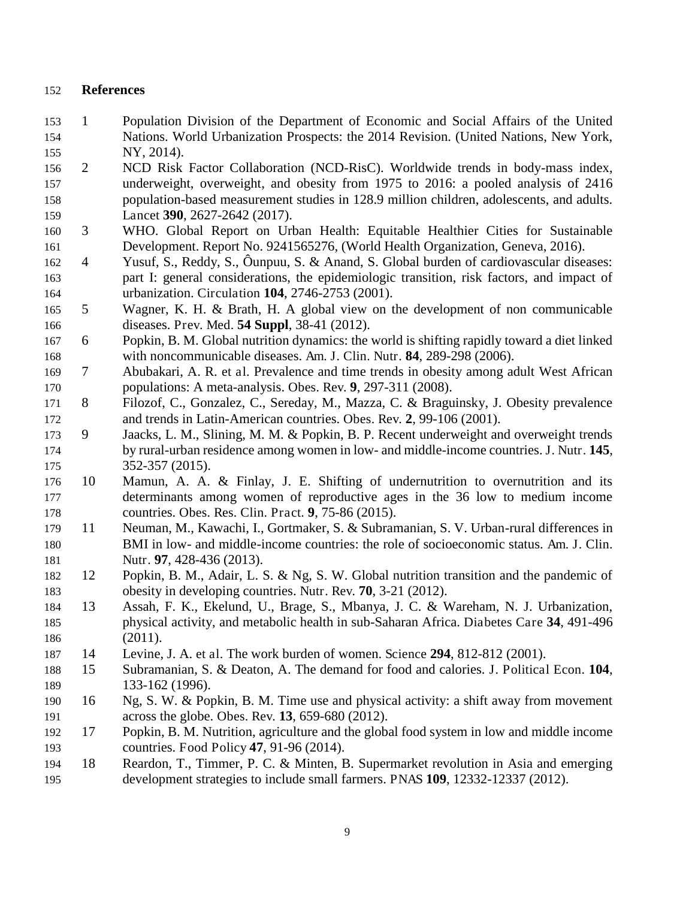## References

1. Population Division of the Department of Economic and Social Affairs of the United Nations. World Urbanization Prospects: the 2014 Revision. (United Nations, New York, NY, 2014).
2. NCD Risk Factor Collaboration (NCD-RisC). Worldwide trends in body-mass index, underweight, overweight, and obesity from 1975 to 2016: a pooled analysis of 2416 population-based measurement studies in 128.9 million children, adolescents, and adults. Lancet **390**, 2627-2642 (2017).
3. WHO. Global Report on Urban Health: Equitable Healthier Cities for Sustainable Development. Report No. 9241565276, (World Health Organization, Geneva, 2016).
4. Yusuf, S., Reddy, S., Ôunpuu, S. & Anand, S. Global burden of cardiovascular diseases: part I: general considerations, the epidemiologic transition, risk factors, and impact of urbanization. Circulation **104**, 2746-2753 (2001).
5. Wagner, K. H. & Brath, H. A global view on the development of non communicable diseases. Prev. Med. **54 Suppl**, 38-41 (2012).
6. Popkin, B. M. Global nutrition dynamics: the world is shifting rapidly toward a diet linked with noncommunicable diseases. Am. J. Clin. Nutr. **84**, 289-298 (2006).
7. Abubakari, A. R. et al. Prevalence and time trends in obesity among adult West African populations: A meta-analysis. Obes. Rev. **9**, 297-311 (2008).
8. Filozof, C., Gonzalez, C., Sereday, M., Mazza, C. & Braguinsky, J. Obesity prevalence and trends in Latin-American countries. Obes. Rev. **2**, 99-106 (2001).
9. Jaacks, L. M., Slining, M. M. & Popkin, B. P. Recent underweight and overweight trends by rural-urban residence among women in low- and middle-income countries. J. Nutr. **145**, 352-357 (2015).
10. Mamun, A. A. & Finlay, J. E. Shifting of undernutrition to overnutrition and its determinants among women of reproductive ages in the 36 low to medium income countries. Obes. Res. Clin. Pract. **9**, 75-86 (2015).
11. Neuman, M., Kawachi, I., Gortmaker, S. & Subramanian, S. V. Urban-rural differences in BMI in low- and middle-income countries: the role of socioeconomic status. Am. J. Clin. Nutr. **97**, 428-436 (2013).
12. Popkin, B. M., Adair, L. S. & Ng, S. W. Global nutrition transition and the pandemic of obesity in developing countries. Nutr. Rev. **70**, 3-21 (2012).
13. Assah, F. K., Ekelund, U., Brage, S., Mbanya, J. C. & Wareham, N. J. Urbanization, physical activity, and metabolic health in sub-Saharan Africa. Diabetes Care **34**, 491-496 (2011).
14. Levine, J. A. et al. The work burden of women. Science **294**, 812-812 (2001).
15. Subramanian, S. & Deaton, A. The demand for food and calories. J. Political Econ. **104**, 133-162 (1996).
16. Ng, S. W. & Popkin, B. M. Time use and physical activity: a shift away from movement across the globe. Obes. Rev. **13**, 659-680 (2012).
17. Popkin, B. M. Nutrition, agriculture and the global food system in low and middle income countries. Food Policy **47**, 91-96 (2014).
18. Reardon, T., Timmer, P. C. & Minten, B. Supermarket revolution in Asia and emerging development strategies to include small farmers. PNAS **109**, 12332-12337 (2012).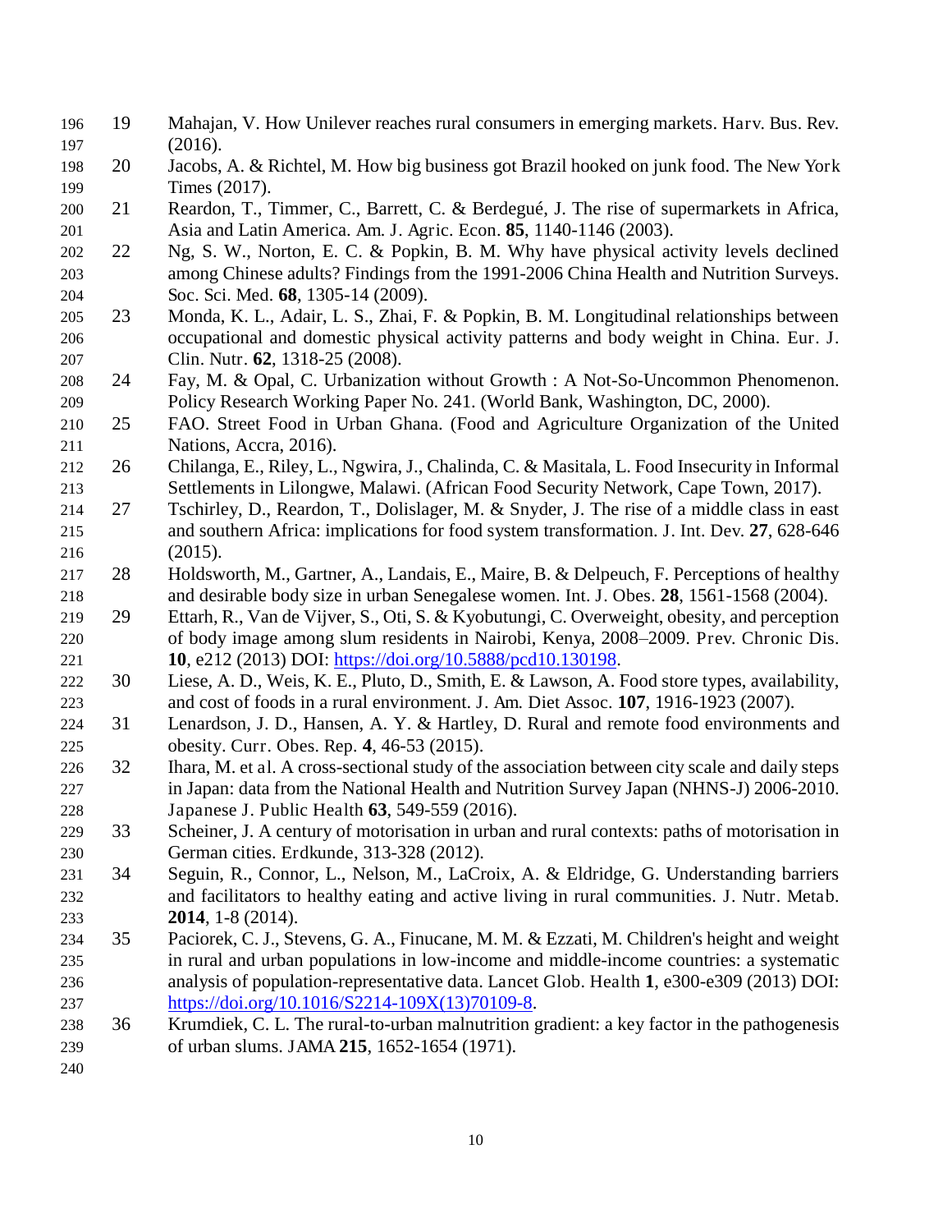19. Mahajan, V. How Unilever reaches rural consumers in emerging markets. Harv. Bus. Rev. (2016).
20. Jacobs, A. & Richtel, M. How big business got Brazil hooked on junk food. The New York Times (2017).
21. Reardon, T., Timmer, C., Barrett, C. & Berdegué, J. The rise of supermarkets in Africa, Asia and Latin America. Am. J. Agric. Econ. **85**, 1140-1146 (2003).
22. Ng, S. W., Norton, E. C. & Popkin, B. M. Why have physical activity levels declined among Chinese adults? Findings from the 1991-2006 China Health and Nutrition Surveys. Soc. Sci. Med. **68**, 1305-14 (2009).
23. Monda, K. L., Adair, L. S., Zhai, F. & Popkin, B. M. Longitudinal relationships between occupational and domestic physical activity patterns and body weight in China. Eur. J. Clin. Nutr. **62**, 1318-25 (2008).
24. Fay, M. & Opal, C. Urbanization without Growth : A Not-So-Uncommon Phenomenon. Policy Research Working Paper No. 241. (World Bank, Washington, DC, 2000).
25. FAO. Street Food in Urban Ghana. (Food and Agriculture Organization of the United Nations, Accra, 2016).
26. Chilanga, E., Riley, L., Ngwira, J., Chalinda, C. & Masitala, L. Food Insecurity in Informal Settlements in Lilongwe, Malawi. (African Food Security Network, Cape Town, 2017).
27. Tschirley, D., Reardon, T., Dolislager, M. & Snyder, J. The rise of a middle class in east and southern Africa: implications for food system transformation. J. Int. Dev. **27**, 628-646 (2015).
28. Holdsworth, M., Gartner, A., Landais, E., Maire, B. & Delpeuch, F. Perceptions of healthy and desirable body size in urban Senegalese women. Int. J. Obes. **28**, 1561-1568 (2004).
29. Ettarh, R., Van de Vijver, S., Oti, S. & Kyobutungi, C. Overweight, obesity, and perception of body image among slum residents in Nairobi, Kenya, 2008–2009. Prev. Chronic Dis. **10**, e212 (2013) DOI: https://doi.org/10.5888/pcd10.130198.
30. Liese, A. D., Weis, K. E., Pluto, D., Smith, E. & Lawson, A. Food store types, availability, and cost of foods in a rural environment. J. Am. Diet Assoc. **107**, 1916-1923 (2007).
31. Lenardson, J. D., Hansen, A. Y. & Hartley, D. Rural and remote food environments and obesity. Curr. Obes. Rep. **4**, 46-53 (2015).
32. Ihara, M. et al. A cross-sectional study of the association between city scale and daily steps in Japan: data from the National Health and Nutrition Survey Japan (NHNS-J) 2006-2010. Japanese J. Public Health **63**, 549-559 (2016).
33. Scheiner, J. A century of motorisation in urban and rural contexts: paths of motorisation in German cities. Erdkunde, 313-328 (2012).
34. Seguin, R., Connor, L., Nelson, M., LaCroix, A. & Eldridge, G. Understanding barriers and facilitators to healthy eating and active living in rural communities. J. Nutr. Metab. **2014**, 1-8 (2014).
35. Paciorek, C. J., Stevens, G. A., Finucane, M. M. & Ezzati, M. Children's height and weight in rural and urban populations in low-income and middle-income countries: a systematic analysis of population-representative data. Lancet Glob. Health **1**, e300-e309 (2013) DOI: https://doi.org/10.1016/S2214-109X(13)70109-8.
36. Krumdiek, C. L. The rural-to-urban malnutrition gradient: a key factor in the pathogenesis of urban slums. JAMA **215**, 1652-1654 (1971).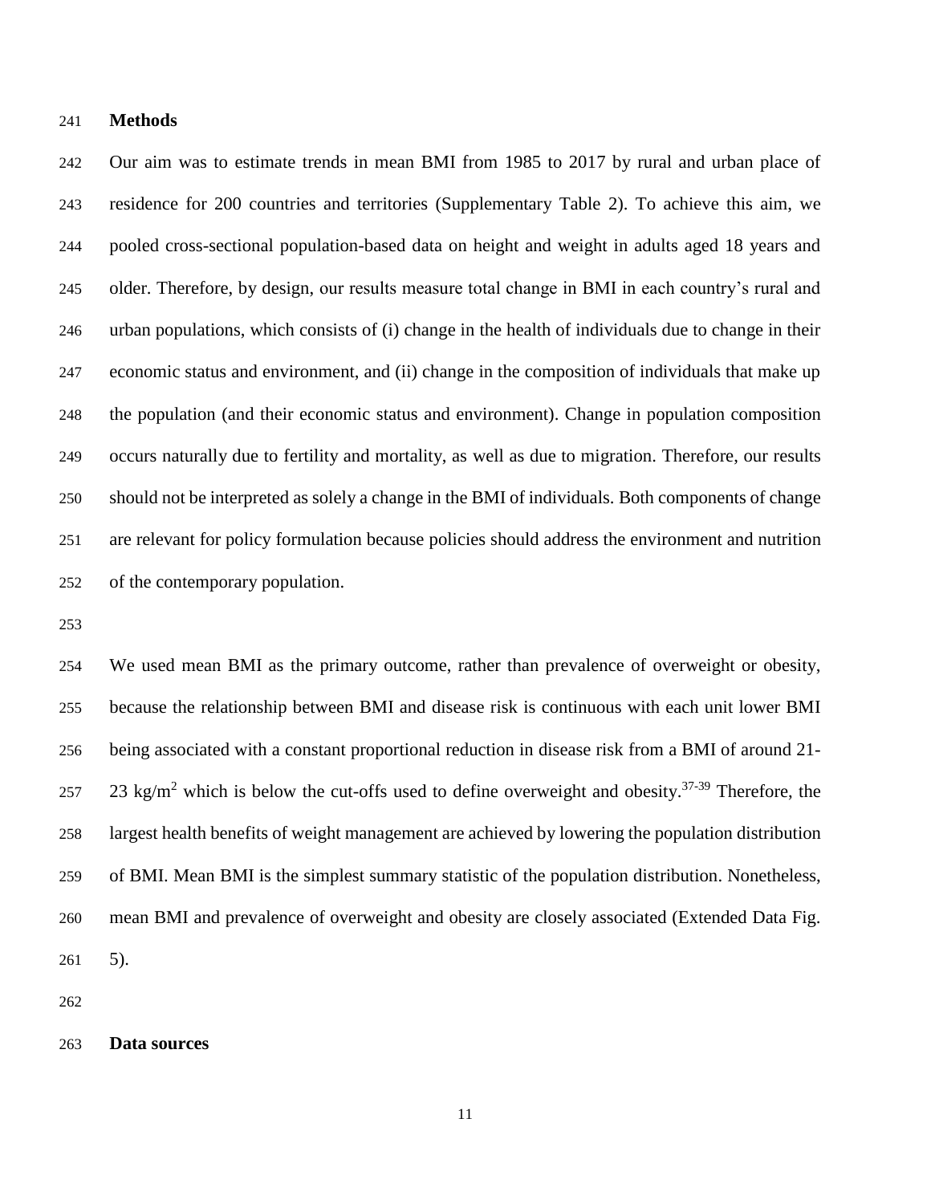## Methods

Our aim was to estimate trends in mean BMI from 1985 to 2017 by rural and urban place of residence for 200 countries and territories (Supplementary Table 2). To achieve this aim, we pooled cross-sectional population-based data on height and weight in adults aged 18 years and older. Therefore, by design, our results measure total change in BMI in each country's rural and urban populations, which consists of (i) change in the health of individuals due to change in their economic status and environment, and (ii) change in the composition of individuals that make up the population (and their economic status and environment). Change in population composition occurs naturally due to fertility and mortality, as well as due to migration. Therefore, our results should not be interpreted as solely a change in the BMI of individuals. Both components of change are relevant for policy formulation because policies should address the environment and nutrition of the contemporary population.

We used mean BMI as the primary outcome, rather than prevalence of overweight or obesity, because the relationship between BMI and disease risk is continuous with each unit lower BMI being associated with a constant proportional reduction in disease risk from a BMI of around 21-23 $kg/m^2$ which is below the cut-offs used to define overweight and obesity.[37-39] Therefore, the largest health benefits of weight management are achieved by lowering the population distribution of BMI. Mean BMI is the simplest summary statistic of the population distribution. Nonetheless, mean BMI and prevalence of overweight and obesity are closely associated (Extended Data Fig. 5).

## Data sources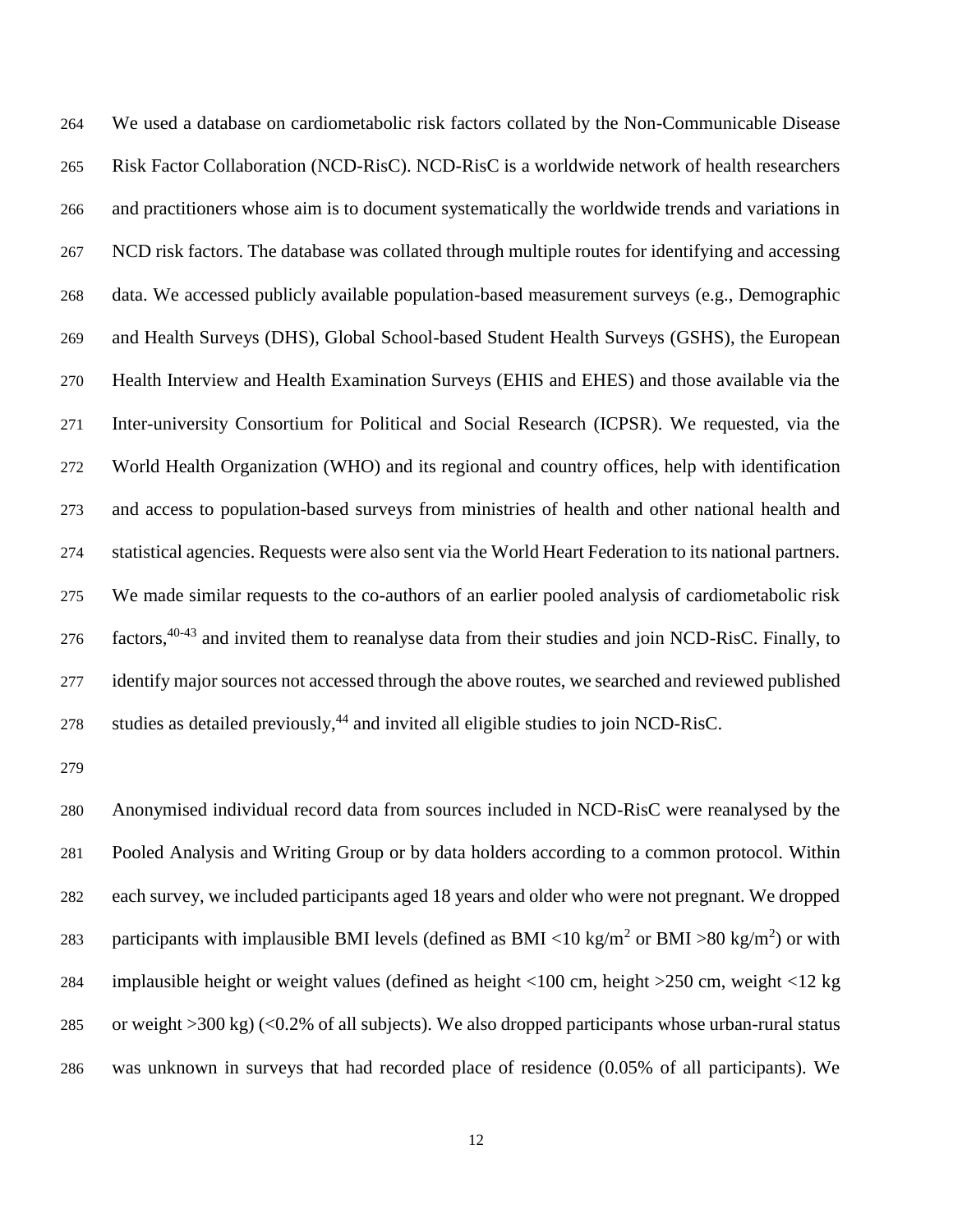We used a database on cardiometabolic risk factors collated by the Non-Communicable Disease Risk Factor Collaboration (NCD-RisC). NCD-RisC is a worldwide network of health researchers and practitioners whose aim is to document systematically the worldwide trends and variations in NCD risk factors. The database was collated through multiple routes for identifying and accessing data. We accessed publicly available population-based measurement surveys (e.g., Demographic and Health Surveys (DHS), Global School-based Student Health Surveys (GSHS), the European Health Interview and Health Examination Surveys (EHIS and EHES) and those available via the Inter-university Consortium for Political and Social Research (ICPSR). We requested, via the World Health Organization (WHO) and its regional and country offices, help with identification and access to population-based surveys from ministries of health and other national health and statistical agencies. Requests were also sent via the World Heart Federation to its national partners. We made similar requests to the co-authors of an earlier pooled analysis of cardiometabolic risk factors,[40-43] and invited them to reanalyse data from their studies and join NCD-RisC. Finally, to identify major sources not accessed through the above routes, we searched and reviewed published studies as detailed previously,[44] and invited all eligible studies to join NCD-RisC.

Anonymised individual record data from sources included in NCD-RisC were reanalysed by the Pooled Analysis and Writing Group or by data holders according to a common protocol. Within each survey, we included participants aged 18 years and older who were not pregnant. We dropped participants with implausible BMI levels (defined as BMI <10 kg/m$^2$ or BMI >80 kg/m$^2$) or with implausible height or weight values (defined as height <100 cm, height >250 cm, weight <12 kg or weight >300 kg) (<0.2% of all subjects). We also dropped participants whose urban-rural status was unknown in surveys that had recorded place of residence (0.05% of all participants). We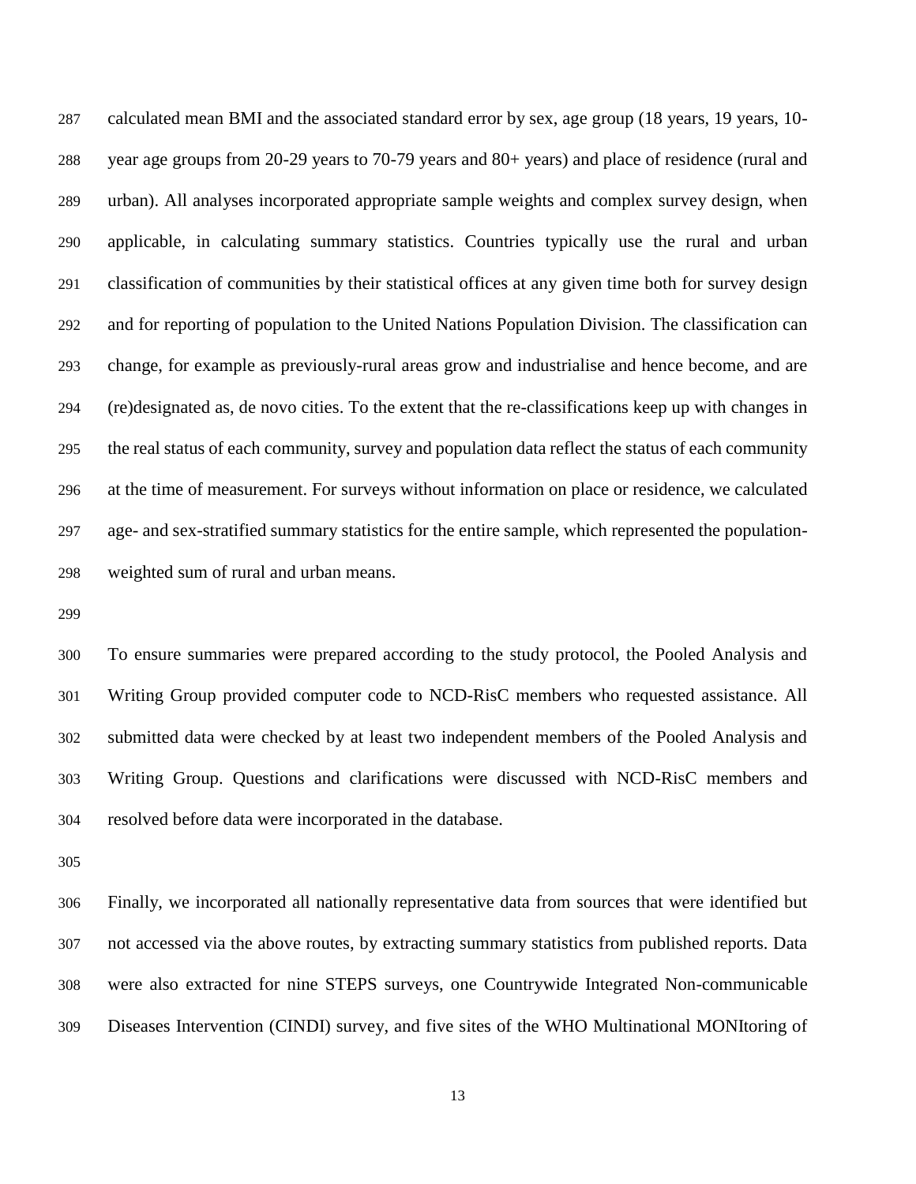calculated mean BMI and the associated standard error by sex, age group (18 years, 19 years, 10-year age groups from 20-29 years to 70-79 years and 80+ years) and place of residence (rural and urban). All analyses incorporated appropriate sample weights and complex survey design, when applicable, in calculating summary statistics. Countries typically use the rural and urban classification of communities by their statistical offices at any given time both for survey design and for reporting of population to the United Nations Population Division. The classification can change, for example as previously-rural areas grow and industrialise and hence become, and are (re)designated as, de novo cities. To the extent that the re-classifications keep up with changes in the real status of each community, survey and population data reflect the status of each community at the time of measurement. For surveys without information on place or residence, we calculated age- and sex-stratified summary statistics for the entire sample, which represented the population-weighted sum of rural and urban means.

To ensure summaries were prepared according to the study protocol, the Pooled Analysis and Writing Group provided computer code to NCD-RisC members who requested assistance. All submitted data were checked by at least two independent members of the Pooled Analysis and Writing Group. Questions and clarifications were discussed with NCD-RisC members and resolved before data were incorporated in the database.

Finally, we incorporated all nationally representative data from sources that were identified but not accessed via the above routes, by extracting summary statistics from published reports. Data were also extracted for nine STEPS surveys, one Countrywide Integrated Non-communicable Diseases Intervention (CINDI) survey, and five sites of the WHO Multinational MONItoring of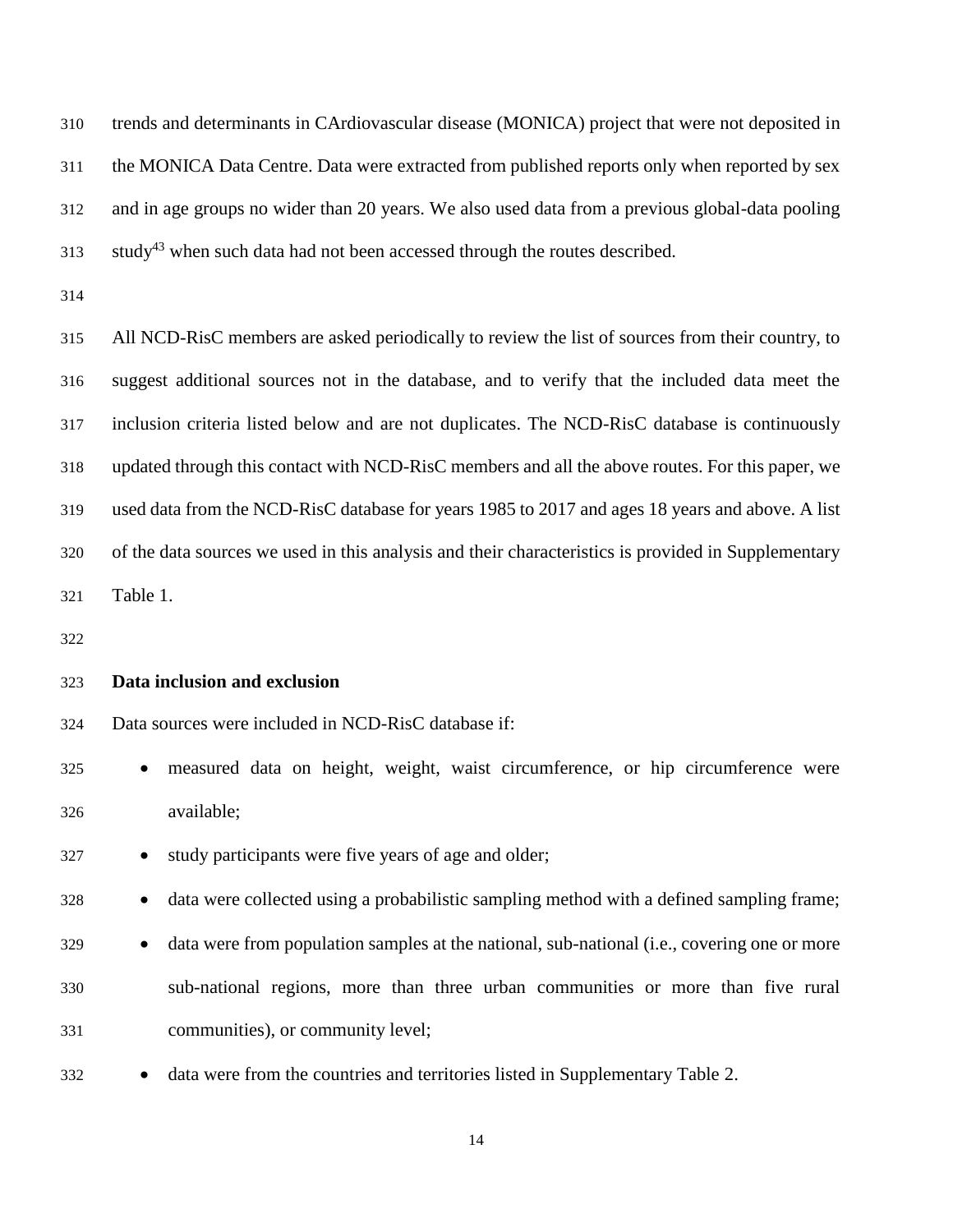trends and determinants in CArdiovascular disease (MONICA) project that were not deposited in the MONICA Data Centre. Data were extracted from published reports only when reported by sex and in age groups no wider than 20 years. We also used data from a previous global-data pooling study[43] when such data had not been accessed through the routes described.

All NCD-RisC members are asked periodically to review the list of sources from their country, to suggest additional sources not in the database, and to verify that the included data meet the inclusion criteria listed below and are not duplicates. The NCD-RisC database is continuously updated through this contact with NCD-RisC members and all the above routes. For this paper, we used data from the NCD-RisC database for years 1985 to 2017 and ages 18 years and above. A list of the data sources we used in this analysis and their characteristics is provided in Supplementary Table 1.

**Data inclusion and exclusion**

Data sources were included in NCD-RisC database if:

- measured data on height, weight, waist circumference, or hip circumference were available;
- study participants were five years of age and older;
- data were collected using a probabilistic sampling method with a defined sampling frame;
- data were from population samples at the national, sub-national (i.e., covering one or more sub-national regions, more than three urban communities or more than five rural communities), or community level;
- data were from the countries and territories listed in Supplementary Table 2.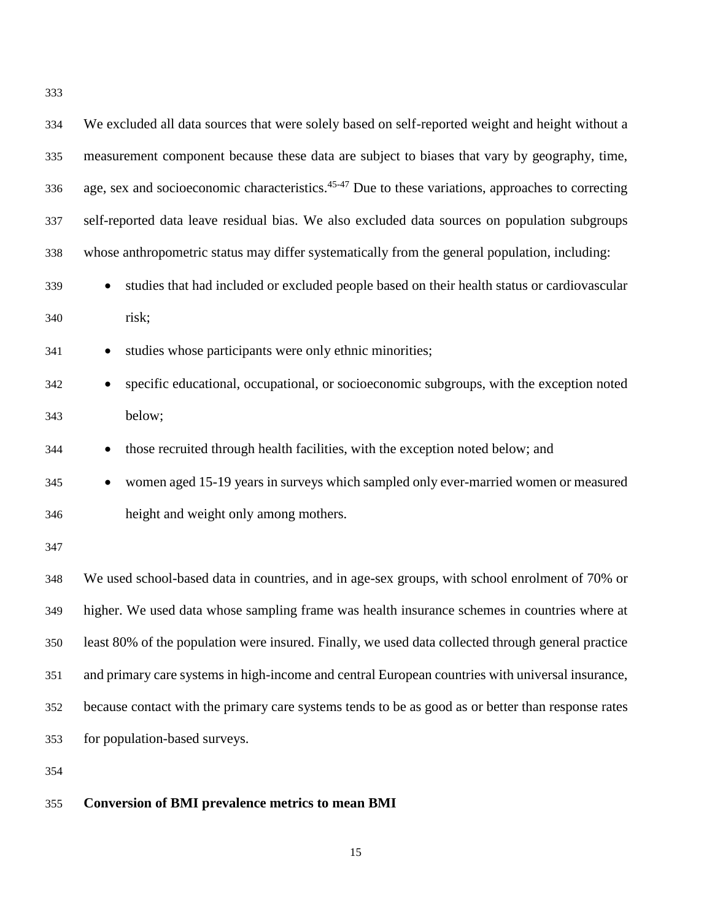We excluded all data sources that were solely based on self-reported weight and height without a measurement component because these data are subject to biases that vary by geography, time, age, sex and socioeconomic characteristics.[45-47] Due to these variations, approaches to correcting self-reported data leave residual bias. We also excluded data sources on population subgroups whose anthropometric status may differ systematically from the general population, including:

- studies that had included or excluded people based on their health status or cardiovascular risk;
- studies whose participants were only ethnic minorities;
- specific educational, occupational, or socioeconomic subgroups, with the exception noted below;
- those recruited through health facilities, with the exception noted below; and
- women aged 15-19 years in surveys which sampled only ever-married women or measured height and weight only among mothers.

We used school-based data in countries, and in age-sex groups, with school enrolment of 70% or higher. We used data whose sampling frame was health insurance schemes in countries where at least 80% of the population were insured. Finally, we used data collected through general practice and primary care systems in high-income and central European countries with universal insurance, because contact with the primary care systems tends to be as good as or better than response rates for population-based surveys.

**Conversion of BMI prevalence metrics to mean BMI**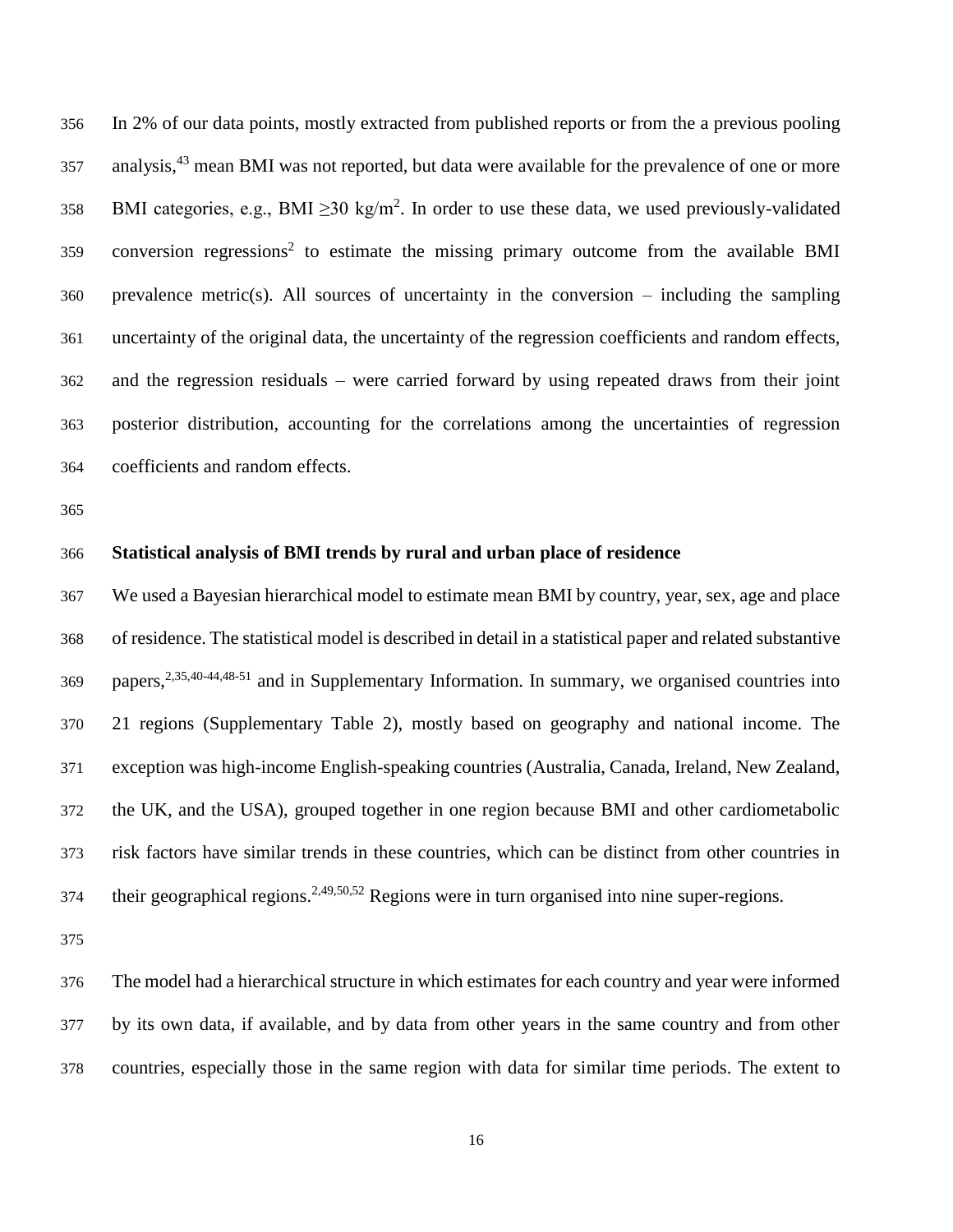In 2% of our data points, mostly extracted from published reports or from the a previous pooling analysis,[43] mean BMI was not reported, but data were available for the prevalence of one or more BMI categories, e.g., BMI ≥30 kg/m$^2$. In order to use these data, we used previously-validated conversion regressions[2] to estimate the missing primary outcome from the available BMI prevalence metric(s). All sources of uncertainty in the conversion – including the sampling uncertainty of the original data, the uncertainty of the regression coefficients and random effects, and the regression residuals – were carried forward by using repeated draws from their joint posterior distribution, accounting for the correlations among the uncertainties of regression coefficients and random effects.

**Statistical analysis of BMI trends by rural and urban place of residence**

We used a Bayesian hierarchical model to estimate mean BMI by country, year, sex, age and place of residence. The statistical model is described in detail in a statistical paper and related substantive papers,[2,35,40-44,48-51] and in Supplementary Information. In summary, we organised countries into 21 regions (Supplementary Table 2), mostly based on geography and national income. The exception was high-income English-speaking countries (Australia, Canada, Ireland, New Zealand, the UK, and the USA), grouped together in one region because BMI and other cardiometabolic risk factors have similar trends in these countries, which can be distinct from other countries in their geographical regions.[2,49,50,52] Regions were in turn organised into nine super-regions.

The model had a hierarchical structure in which estimates for each country and year were informed by its own data, if available, and by data from other years in the same country and from other countries, especially those in the same region with data for similar time periods. The extent to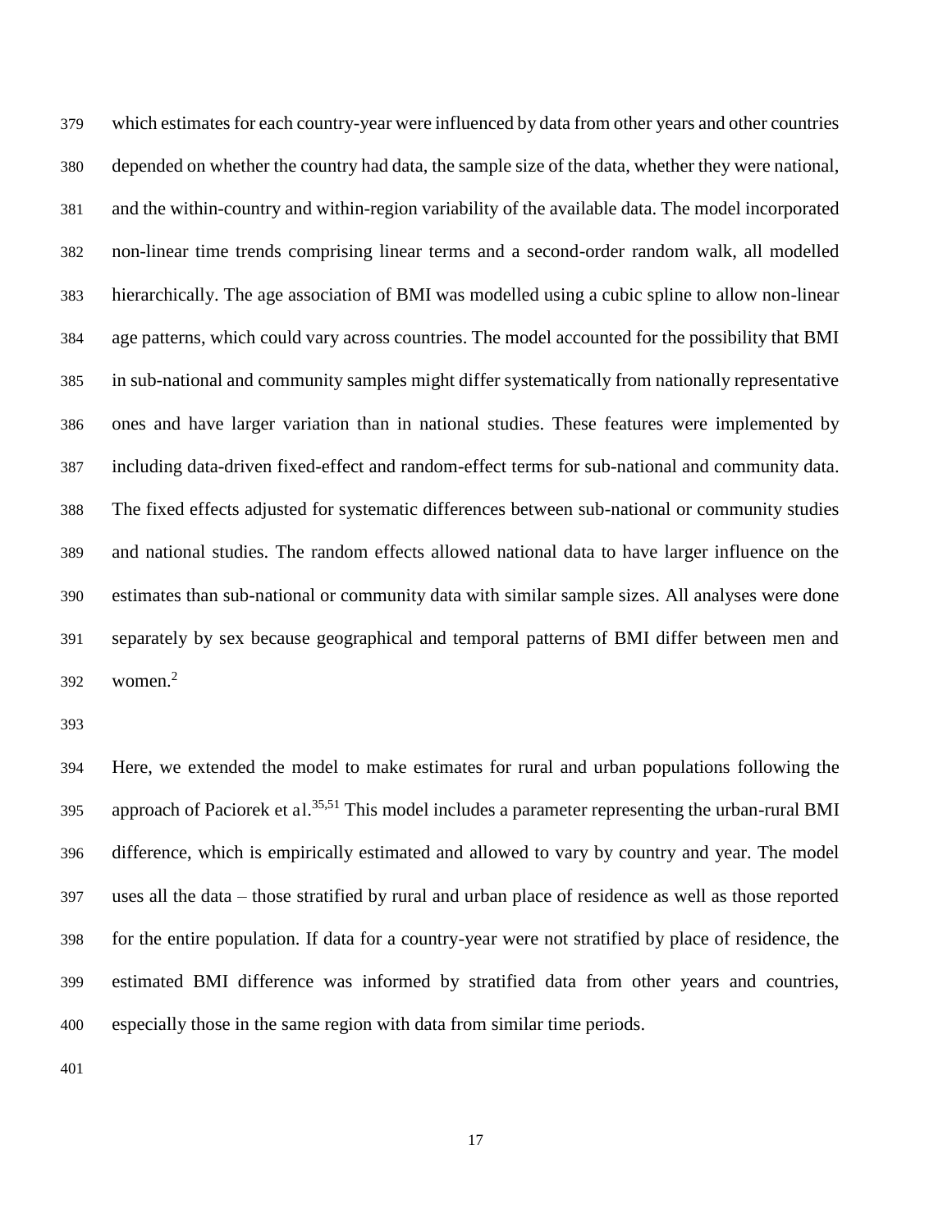which estimates for each country-year were influenced by data from other years and other countries depended on whether the country had data, the sample size of the data, whether they were national, and the within-country and within-region variability of the available data. The model incorporated non-linear time trends comprising linear terms and a second-order random walk, all modelled hierarchically. The age association of BMI was modelled using a cubic spline to allow non-linear age patterns, which could vary across countries. The model accounted for the possibility that BMI in sub-national and community samples might differ systematically from nationally representative ones and have larger variation than in national studies. These features were implemented by including data-driven fixed-effect and random-effect terms for sub-national and community data. The fixed effects adjusted for systematic differences between sub-national or community studies and national studies. The random effects allowed national data to have larger influence on the estimates than sub-national or community data with similar sample sizes. All analyses were done separately by sex because geographical and temporal patterns of BMI differ between men and women.[2]

Here, we extended the model to make estimates for rural and urban populations following the approach of Paciorek et al.[35,51] This model includes a parameter representing the urban-rural BMI difference, which is empirically estimated and allowed to vary by country and year. The model uses all the data – those stratified by rural and urban place of residence as well as those reported for the entire population. If data for a country-year were not stratified by place of residence, the estimated BMI difference was informed by stratified data from other years and countries, especially those in the same region with data from similar time periods.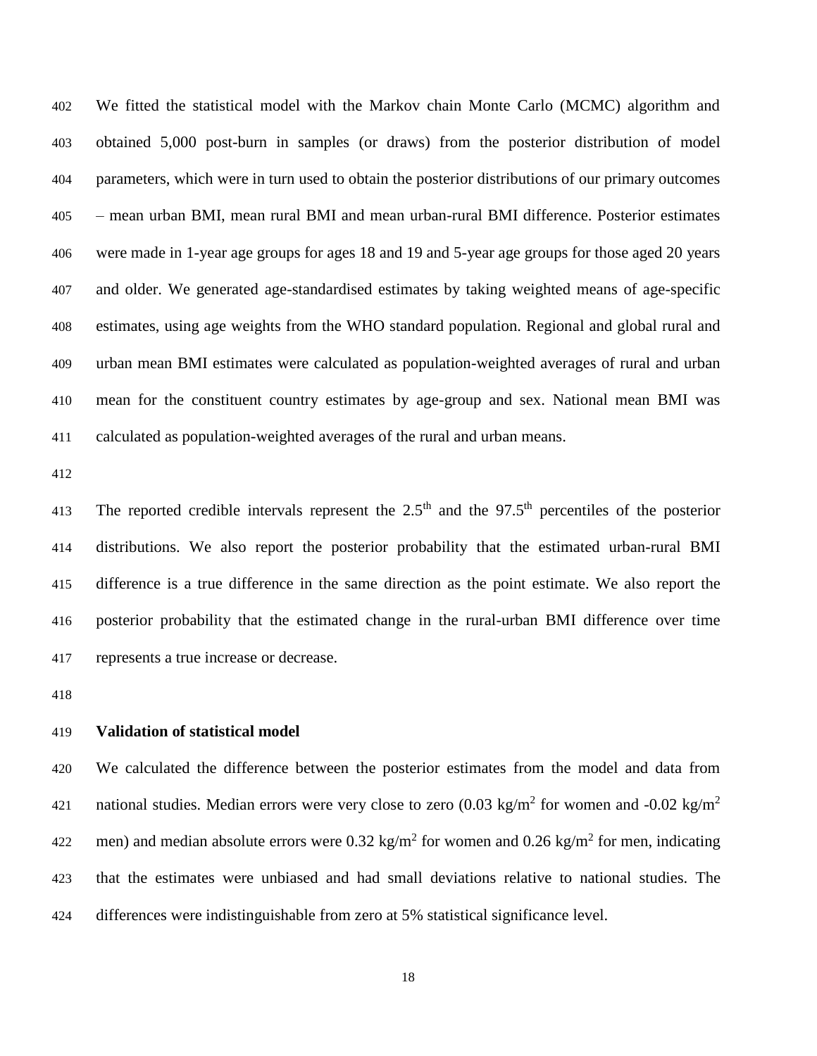We fitted the statistical model with the Markov chain Monte Carlo (MCMC) algorithm and obtained 5,000 post-burn in samples (or draws) from the posterior distribution of model parameters, which were in turn used to obtain the posterior distributions of our primary outcomes – mean urban BMI, mean rural BMI and mean urban-rural BMI difference. Posterior estimates were made in 1-year age groups for ages 18 and 19 and 5-year age groups for those aged 20 years and older. We generated age-standardised estimates by taking weighted means of age-specific estimates, using age weights from the WHO standard population. Regional and global rural and urban mean BMI estimates were calculated as population-weighted averages of rural and urban mean for the constituent country estimates by age-group and sex. National mean BMI was calculated as population-weighted averages of the rural and urban means.

The reported credible intervals represent the 2.5$^{th}$ and the 97.5$^{th}$ percentiles of the posterior distributions. We also report the posterior probability that the estimated urban-rural BMI difference is a true difference in the same direction as the point estimate. We also report the posterior probability that the estimated change in the rural-urban BMI difference over time represents a true increase or decrease.

**Validation of statistical model**

We calculated the difference between the posterior estimates from the model and data from national studies. Median errors were very close to zero (0.03 kg/m$^2$ for women and -0.02 kg/m$^2$ men) and median absolute errors were 0.32 kg/m$^2$ for women and 0.26 kg/m$^2$ for men, indicating that the estimates were unbiased and had small deviations relative to national studies. The differences were indistinguishable from zero at 5% statistical significance level.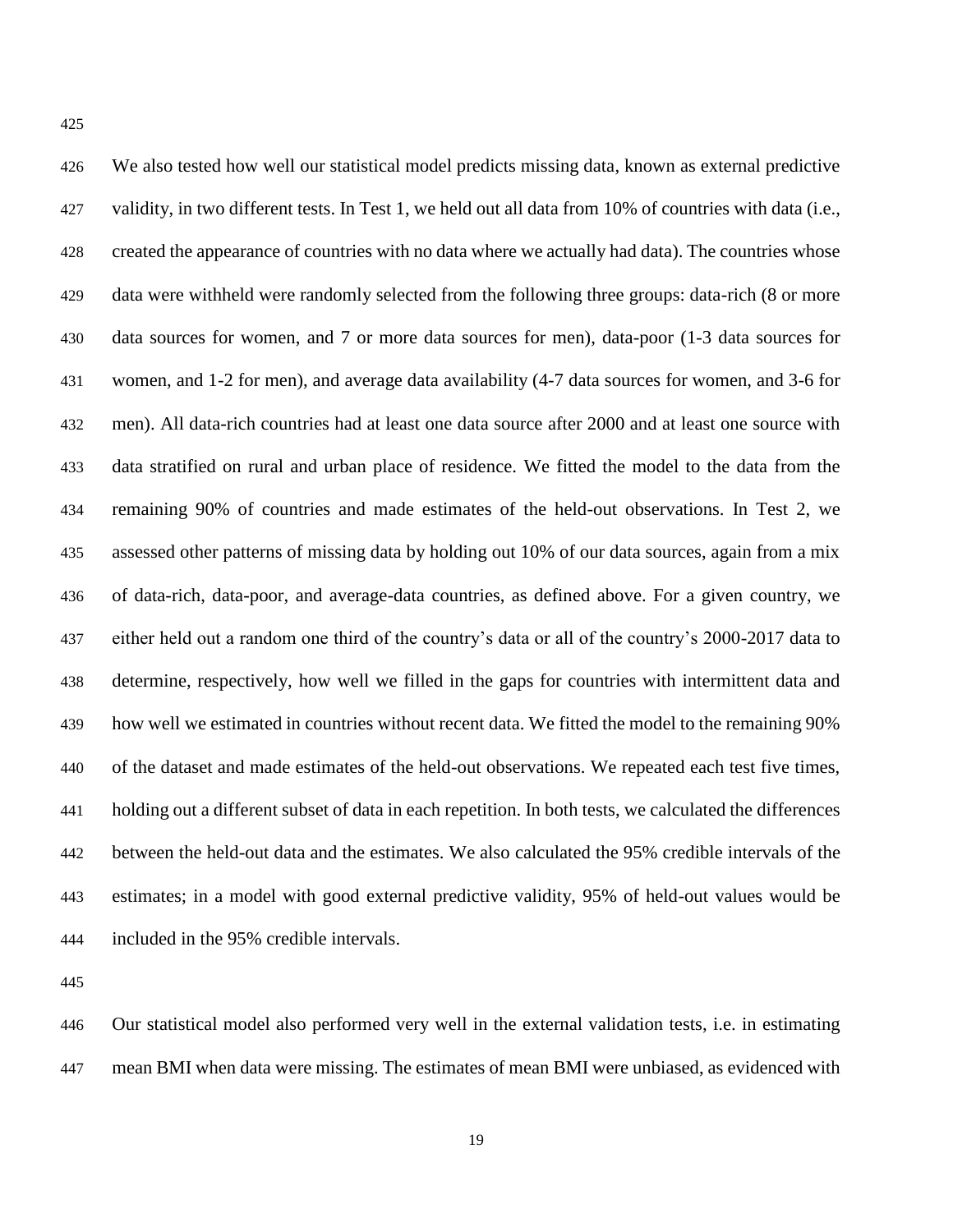We also tested how well our statistical model predicts missing data, known as external predictive validity, in two different tests. In Test 1, we held out all data from 10% of countries with data (i.e., created the appearance of countries with no data where we actually had data). The countries whose data were withheld were randomly selected from the following three groups: data-rich (8 or more data sources for women, and 7 or more data sources for men), data-poor (1-3 data sources for women, and 1-2 for men), and average data availability (4-7 data sources for women, and 3-6 for men). All data-rich countries had at least one data source after 2000 and at least one source with data stratified on rural and urban place of residence. We fitted the model to the data from the remaining 90% of countries and made estimates of the held-out observations. In Test 2, we assessed other patterns of missing data by holding out 10% of our data sources, again from a mix of data-rich, data-poor, and average-data countries, as defined above. For a given country, we either held out a random one third of the country's data or all of the country's 2000-2017 data to determine, respectively, how well we filled in the gaps for countries with intermittent data and how well we estimated in countries without recent data. We fitted the model to the remaining 90% of the dataset and made estimates of the held-out observations. We repeated each test five times, holding out a different subset of data in each repetition. In both tests, we calculated the differences between the held-out data and the estimates. We also calculated the 95% credible intervals of the estimates; in a model with good external predictive validity, 95% of held-out values would be included in the 95% credible intervals.

Our statistical model also performed very well in the external validation tests, i.e. in estimating mean BMI when data were missing. The estimates of mean BMI were unbiased, as evidenced with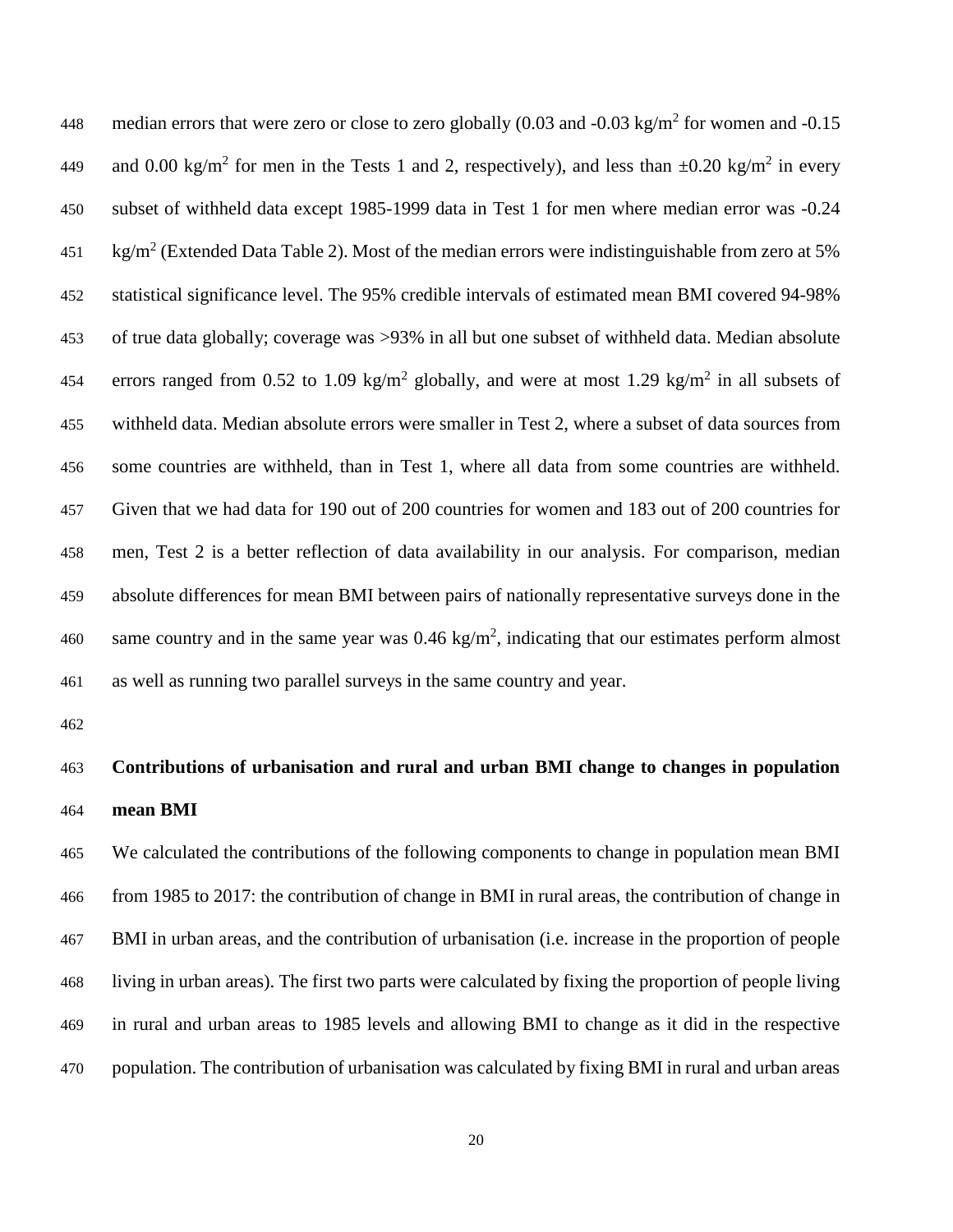median errors that were zero or close to zero globally (0.03 and -0.03 kg/m$^2$ for women and -0.15 and 0.00 kg/m$^2$ for men in the Tests 1 and 2, respectively), and less than $\pm$0.20 kg/m$^2$ in every subset of withheld data except 1985-1999 data in Test 1 for men where median error was -0.24 kg/m$^2$ (Extended Data Table 2). Most of the median errors were indistinguishable from zero at 5% statistical significance level. The 95% credible intervals of estimated mean BMI covered 94-98% of true data globally; coverage was >93% in all but one subset of withheld data. Median absolute errors ranged from 0.52 to 1.09 kg/m$^2$ globally, and were at most 1.29 kg/m$^2$ in all subsets of withheld data. Median absolute errors were smaller in Test 2, where a subset of data sources from some countries are withheld, than in Test 1, where all data from some countries are withheld. Given that we had data for 190 out of 200 countries for women and 183 out of 200 countries for men, Test 2 is a better reflection of data availability in our analysis. For comparison, median absolute differences for mean BMI between pairs of nationally representative surveys done in the same country and in the same year was 0.46 kg/m$^2$, indicating that our estimates perform almost as well as running two parallel surveys in the same country and year.

**Contributions of urbanisation and rural and urban BMI change to changes in population mean BMI**

We calculated the contributions of the following components to change in population mean BMI from 1985 to 2017: the contribution of change in BMI in rural areas, the contribution of change in BMI in urban areas, and the contribution of urbanisation (i.e. increase in the proportion of people living in urban areas). The first two parts were calculated by fixing the proportion of people living in rural and urban areas to 1985 levels and allowing BMI to change as it did in the respective population. The contribution of urbanisation was calculated by fixing BMI in rural and urban areas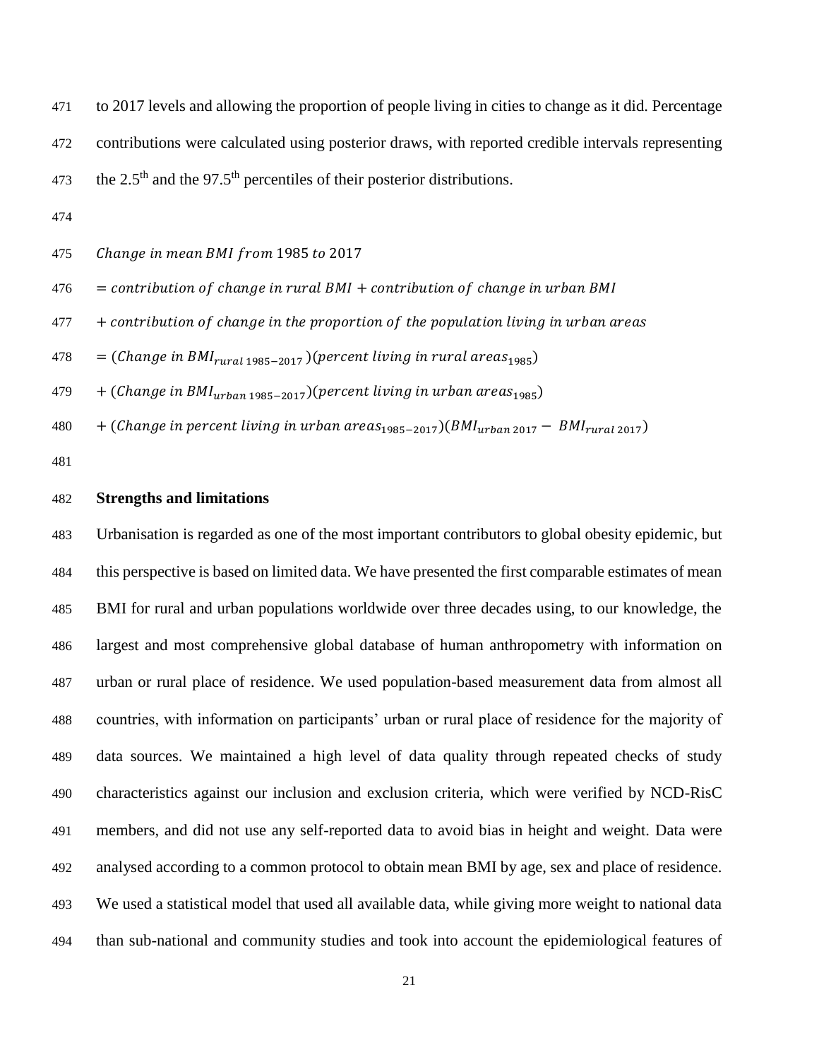to 2017 levels and allowing the proportion of people living in cities to change as it did. Percentage contributions were calculated using posterior draws, with reported credible intervals representing the 2.5th and the 97.5th percentiles of their posterior distributions.

$$
\begin{aligned}
&\textit{Change in mean BMI from } 1985 \textit{ to } 2017 \\
&= \textit{contribution of change in rural BMI} + \textit{contribution of change in urban BMI} \\
&+ \textit{contribution of change in the proportion of the population living in urban areas} \\
&= (\textit{Change in } BMI_{rural\ 1985-2017})(\textit{percent living in rural } areas_{1985}) \\
&+ (\textit{Change in } BMI_{urban\ 1985-2017})(\textit{percent living in urban } areas_{1985}) \\
&+ (\textit{Change in percent living in urban } areas_{1985-2017})(BMI_{urban\ 2017} - BMI_{rural\ 2017})
\end{aligned}
$$

**Strengths and limitations**

Urbanisation is regarded as one of the most important contributors to global obesity epidemic, but this perspective is based on limited data. We have presented the first comparable estimates of mean BMI for rural and urban populations worldwide over three decades using, to our knowledge, the largest and most comprehensive global database of human anthropometry with information on urban or rural place of residence. We used population-based measurement data from almost all countries, with information on participants' urban or rural place of residence for the majority of data sources. We maintained a high level of data quality through repeated checks of study characteristics against our inclusion and exclusion criteria, which were verified by NCD-RisC members, and did not use any self-reported data to avoid bias in height and weight. Data were analysed according to a common protocol to obtain mean BMI by age, sex and place of residence. We used a statistical model that used all available data, while giving more weight to national data than sub-national and community studies and took into account the epidemiological features of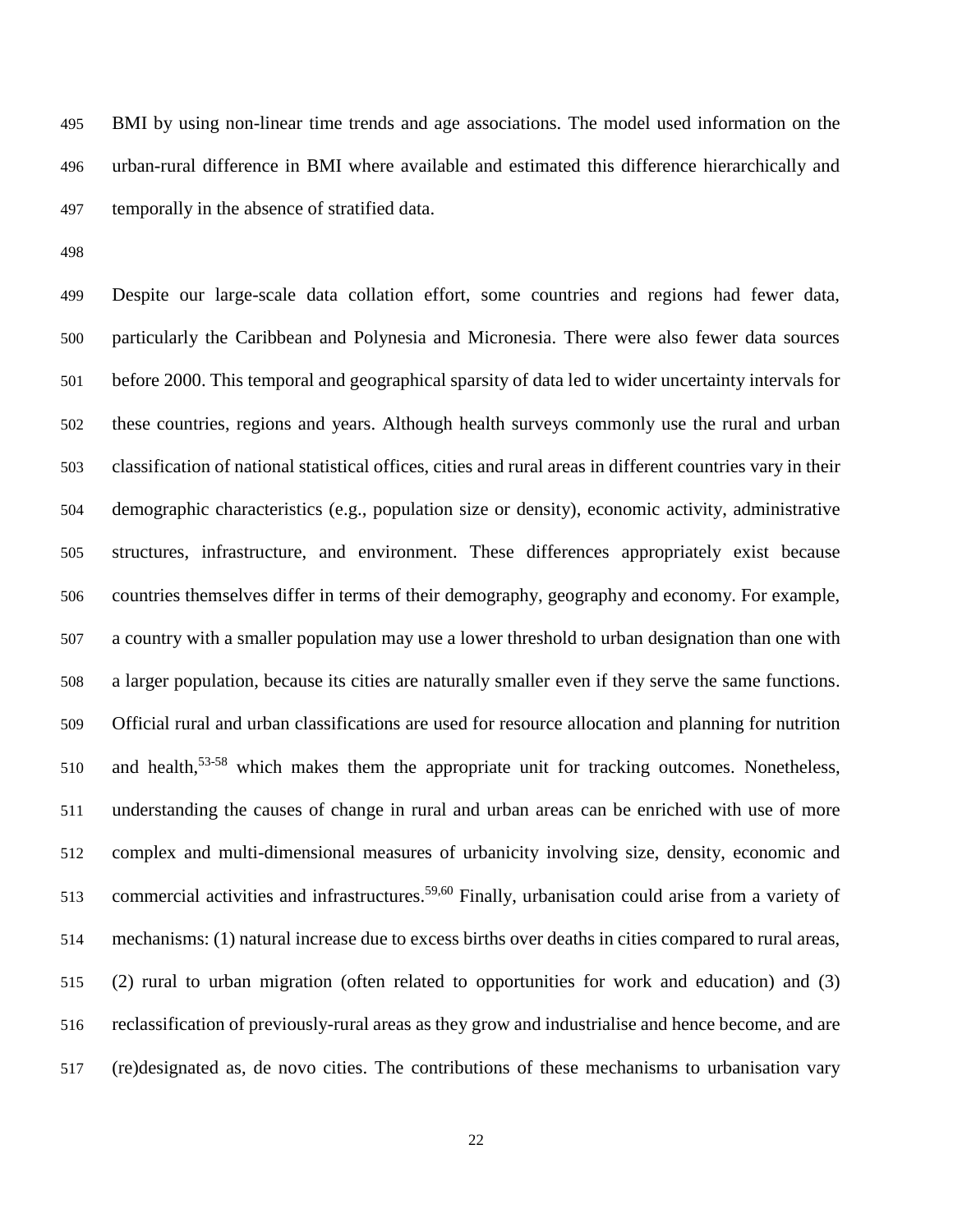BMI by using non-linear time trends and age associations. The model used information on the urban-rural difference in BMI where available and estimated this difference hierarchically and temporally in the absence of stratified data.

Despite our large-scale data collation effort, some countries and regions had fewer data, particularly the Caribbean and Polynesia and Micronesia. There were also fewer data sources before 2000. This temporal and geographical sparsity of data led to wider uncertainty intervals for these countries, regions and years. Although health surveys commonly use the rural and urban classification of national statistical offices, cities and rural areas in different countries vary in their demographic characteristics (e.g., population size or density), economic activity, administrative structures, infrastructure, and environment. These differences appropriately exist because countries themselves differ in terms of their demography, geography and economy. For example, a country with a smaller population may use a lower threshold to urban designation than one with a larger population, because its cities are naturally smaller even if they serve the same functions. Official rural and urban classifications are used for resource allocation and planning for nutrition and health,[53-58] which makes them the appropriate unit for tracking outcomes. Nonetheless, understanding the causes of change in rural and urban areas can be enriched with use of more complex and multi-dimensional measures of urbanicity involving size, density, economic and commercial activities and infrastructures.[59,60] Finally, urbanisation could arise from a variety of mechanisms: (1) natural increase due to excess births over deaths in cities compared to rural areas, (2) rural to urban migration (often related to opportunities for work and education) and (3) reclassification of previously-rural areas as they grow and industrialise and hence become, and are (re)designated as, de novo cities. The contributions of these mechanisms to urbanisation vary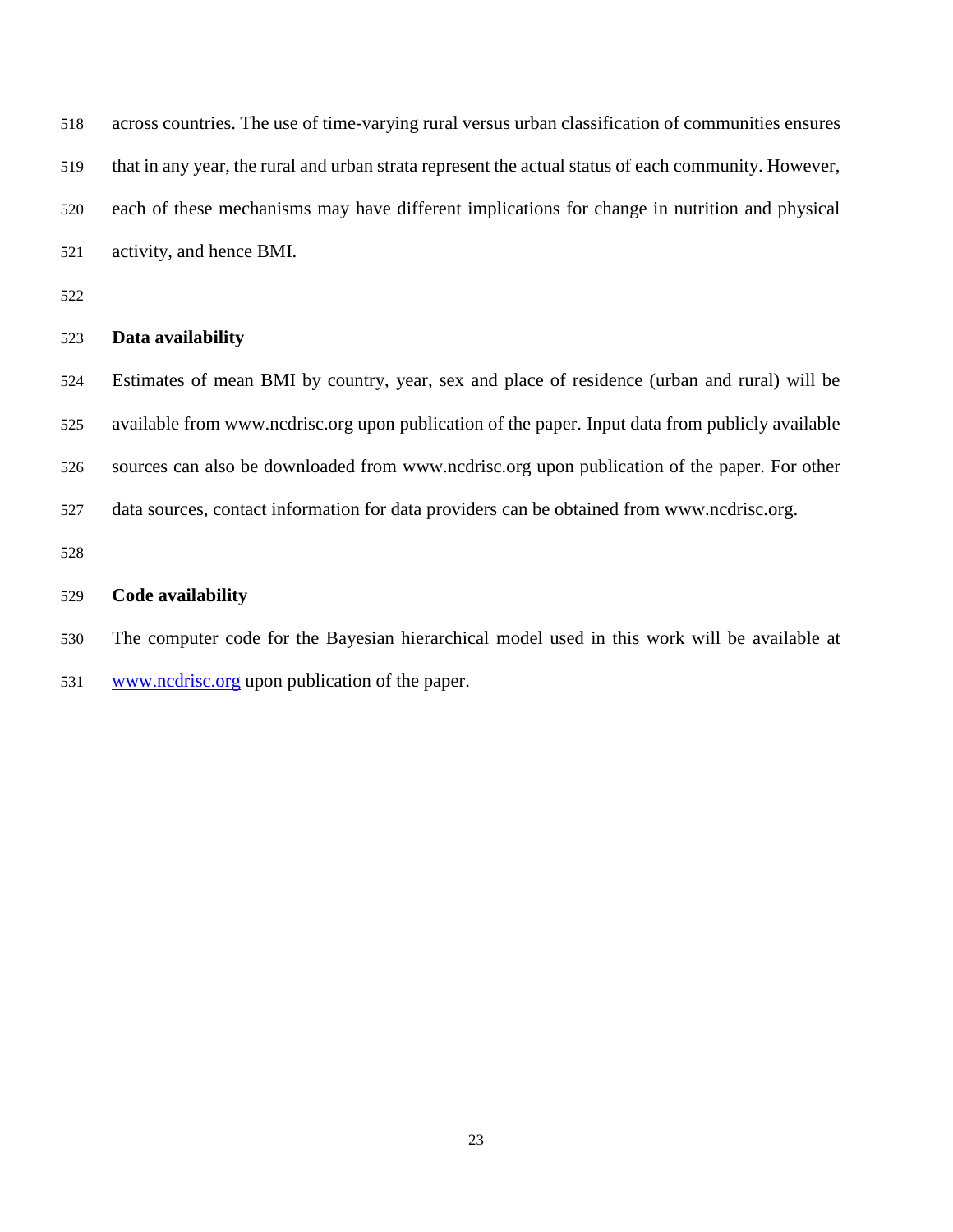across countries. The use of time-varying rural versus urban classification of communities ensures that in any year, the rural and urban strata represent the actual status of each community. However, each of these mechanisms may have different implications for change in nutrition and physical activity, and hence BMI.

## Data availability

Estimates of mean BMI by country, year, sex and place of residence (urban and rural) will be available from www.ncdrisc.org upon publication of the paper. Input data from publicly available sources can also be downloaded from www.ncdrisc.org upon publication of the paper. For other data sources, contact information for data providers can be obtained from www.ncdrisc.org.

## Code availability

The computer code for the Bayesian hierarchical model used in this work will be available at www.ncdrisc.org upon publication of the paper.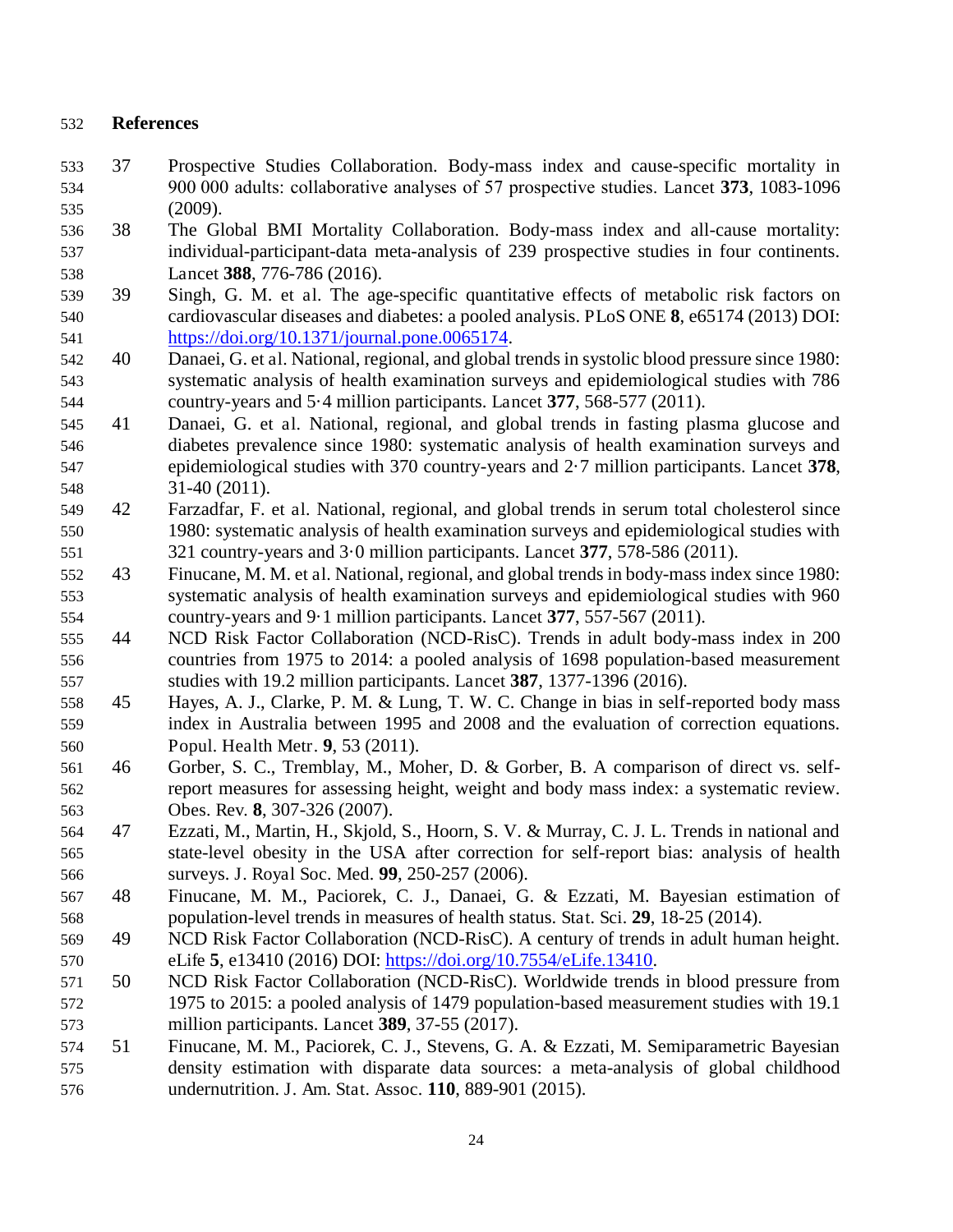## References

37 Prospective Studies Collaboration. Body-mass index and cause-specific mortality in 900 000 adults: collaborative analyses of 57 prospective studies. Lancet **373**, 1083-1096 (2009).

38 The Global BMI Mortality Collaboration. Body-mass index and all-cause mortality: individual-participant-data meta-analysis of 239 prospective studies in four continents. Lancet **388**, 776-786 (2016).

39 Singh, G. M. et al. The age-specific quantitative effects of metabolic risk factors on cardiovascular diseases and diabetes: a pooled analysis. PLoS ONE **8**, e65174 (2013) DOI: https://doi.org/10.1371/journal.pone.0065174.

40 Danaei, G. et al. National, regional, and global trends in systolic blood pressure since 1980: systematic analysis of health examination surveys and epidemiological studies with 786 country-years and 5·4 million participants. Lancet **377**, 568-577 (2011).

41 Danaei, G. et al. National, regional, and global trends in fasting plasma glucose and diabetes prevalence since 1980: systematic analysis of health examination surveys and epidemiological studies with 370 country-years and 2·7 million participants. Lancet **378**, 31-40 (2011).

42 Farzadfar, F. et al. National, regional, and global trends in serum total cholesterol since 1980: systematic analysis of health examination surveys and epidemiological studies with 321 country-years and 3·0 million participants. Lancet **377**, 578-586 (2011).

43 Finucane, M. M. et al. National, regional, and global trends in body-mass index since 1980: systematic analysis of health examination surveys and epidemiological studies with 960 country-years and 9·1 million participants. Lancet **377**, 557-567 (2011).

44 NCD Risk Factor Collaboration (NCD-RisC). Trends in adult body-mass index in 200 countries from 1975 to 2014: a pooled analysis of 1698 population-based measurement studies with 19.2 million participants. Lancet **387**, 1377-1396 (2016).

45 Hayes, A. J., Clarke, P. M. & Lung, T. W. C. Change in bias in self-reported body mass index in Australia between 1995 and 2008 and the evaluation of correction equations. Popul. Health Metr. **9**, 53 (2011).

46 Gorber, S. C., Tremblay, M., Moher, D. & Gorber, B. A comparison of direct vs. self-report measures for assessing height, weight and body mass index: a systematic review. Obes. Rev. **8**, 307-326 (2007).

47 Ezzati, M., Martin, H., Skjold, S., Hoorn, S. V. & Murray, C. J. L. Trends in national and state-level obesity in the USA after correction for self-report bias: analysis of health surveys. J. Royal Soc. Med. **99**, 250-257 (2006).

48 Finucane, M. M., Paciorek, C. J., Danaei, G. & Ezzati, M. Bayesian estimation of population-level trends in measures of health status. Stat. Sci. **29**, 18-25 (2014).

49 NCD Risk Factor Collaboration (NCD-RisC). A century of trends in adult human height. eLife **5**, e13410 (2016) DOI: https://doi.org/10.7554/eLife.13410.

50 NCD Risk Factor Collaboration (NCD-RisC). Worldwide trends in blood pressure from 1975 to 2015: a pooled analysis of 1479 population-based measurement studies with 19.1 million participants. Lancet **389**, 37-55 (2017).

51 Finucane, M. M., Paciorek, C. J., Stevens, G. A. & Ezzati, M. Semiparametric Bayesian density estimation with disparate data sources: a meta-analysis of global childhood undernutrition. J. Am. Stat. Assoc. **110**, 889-901 (2015).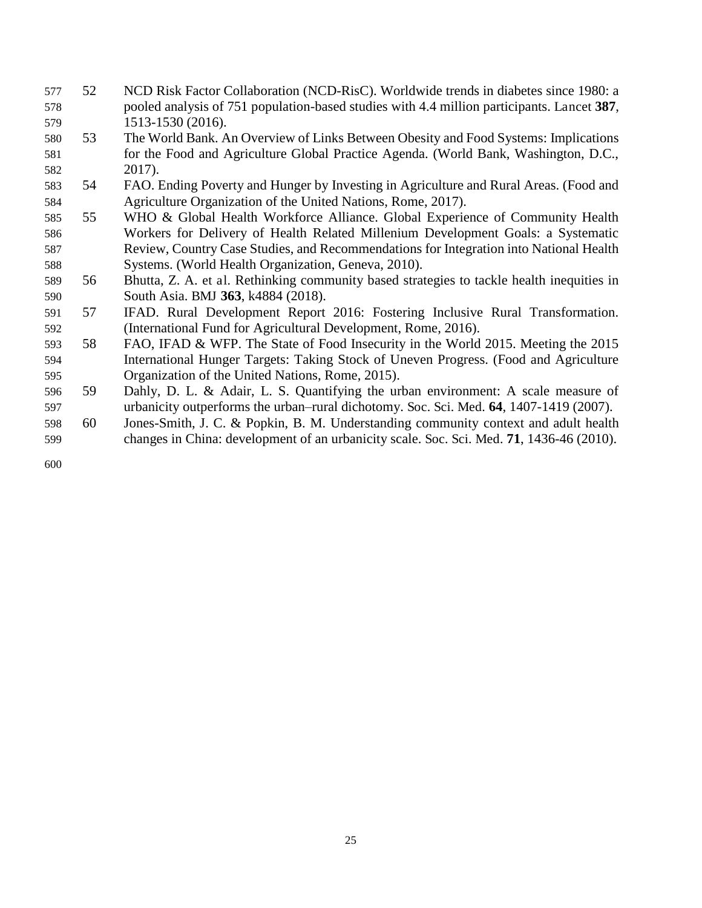52 NCD Risk Factor Collaboration (NCD-RisC). Worldwide trends in diabetes since 1980: a pooled analysis of 751 population-based studies with 4.4 million participants. Lancet **387**, 1513-1530 (2016).

53 The World Bank. An Overview of Links Between Obesity and Food Systems: Implications for the Food and Agriculture Global Practice Agenda. (World Bank, Washington, D.C., 2017).

54 FAO. Ending Poverty and Hunger by Investing in Agriculture and Rural Areas. (Food and Agriculture Organization of the United Nations, Rome, 2017).

55 WHO & Global Health Workforce Alliance. Global Experience of Community Health Workers for Delivery of Health Related Millenium Development Goals: a Systematic Review, Country Case Studies, and Recommendations for Integration into National Health Systems. (World Health Organization, Geneva, 2010).

56 Bhutta, Z. A. et al. Rethinking community based strategies to tackle health inequities in South Asia. BMJ **363**, k4884 (2018).

57 IFAD. Rural Development Report 2016: Fostering Inclusive Rural Transformation. (International Fund for Agricultural Development, Rome, 2016).

58 FAO, IFAD & WFP. The State of Food Insecurity in the World 2015. Meeting the 2015 International Hunger Targets: Taking Stock of Uneven Progress. (Food and Agriculture Organization of the United Nations, Rome, 2015).

59 Dahly, D. L. & Adair, L. S. Quantifying the urban environment: A scale measure of urbanicity outperforms the urban–rural dichotomy. Soc. Sci. Med. **64**, 1407-1419 (2007).

60 Jones-Smith, J. C. & Popkin, B. M. Understanding community context and adult health changes in China: development of an urbanicity scale. Soc. Sci. Med. **71**, 1436-46 (2010).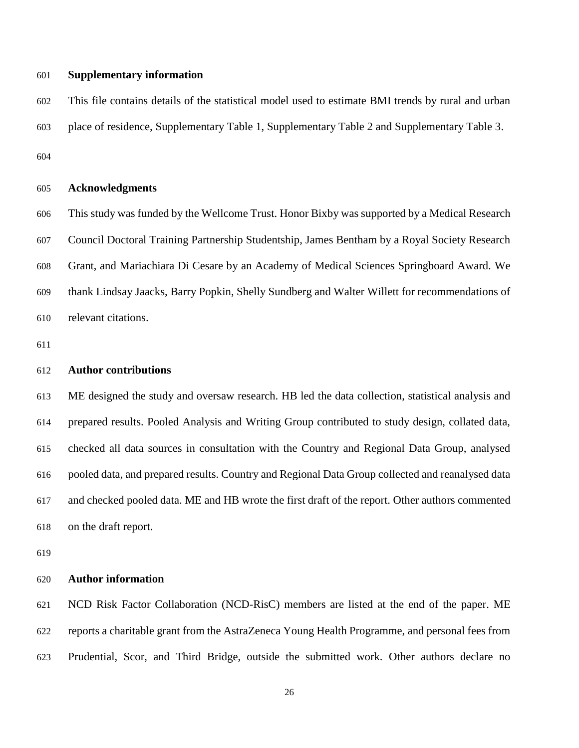## Supplementary information

This file contains details of the statistical model used to estimate BMI trends by rural and urban place of residence, Supplementary Table 1, Supplementary Table 2 and Supplementary Table 3.

## Acknowledgments

This study was funded by the Wellcome Trust. Honor Bixby was supported by a Medical Research Council Doctoral Training Partnership Studentship, James Bentham by a Royal Society Research Grant, and Mariachiara Di Cesare by an Academy of Medical Sciences Springboard Award. We thank Lindsay Jaacks, Barry Popkin, Shelly Sundberg and Walter Willett for recommendations of relevant citations.

## Author contributions

ME designed the study and oversaw research. HB led the data collection, statistical analysis and prepared results. Pooled Analysis and Writing Group contributed to study design, collated data, checked all data sources in consultation with the Country and Regional Data Group, analysed pooled data, and prepared results. Country and Regional Data Group collected and reanalysed data and checked pooled data. ME and HB wrote the first draft of the report. Other authors commented on the draft report.

## Author information

NCD Risk Factor Collaboration (NCD-RisC) members are listed at the end of the paper. ME reports a charitable grant from the AstraZeneca Young Health Programme, and personal fees from Prudential, Scor, and Third Bridge, outside the submitted work. Other authors declare no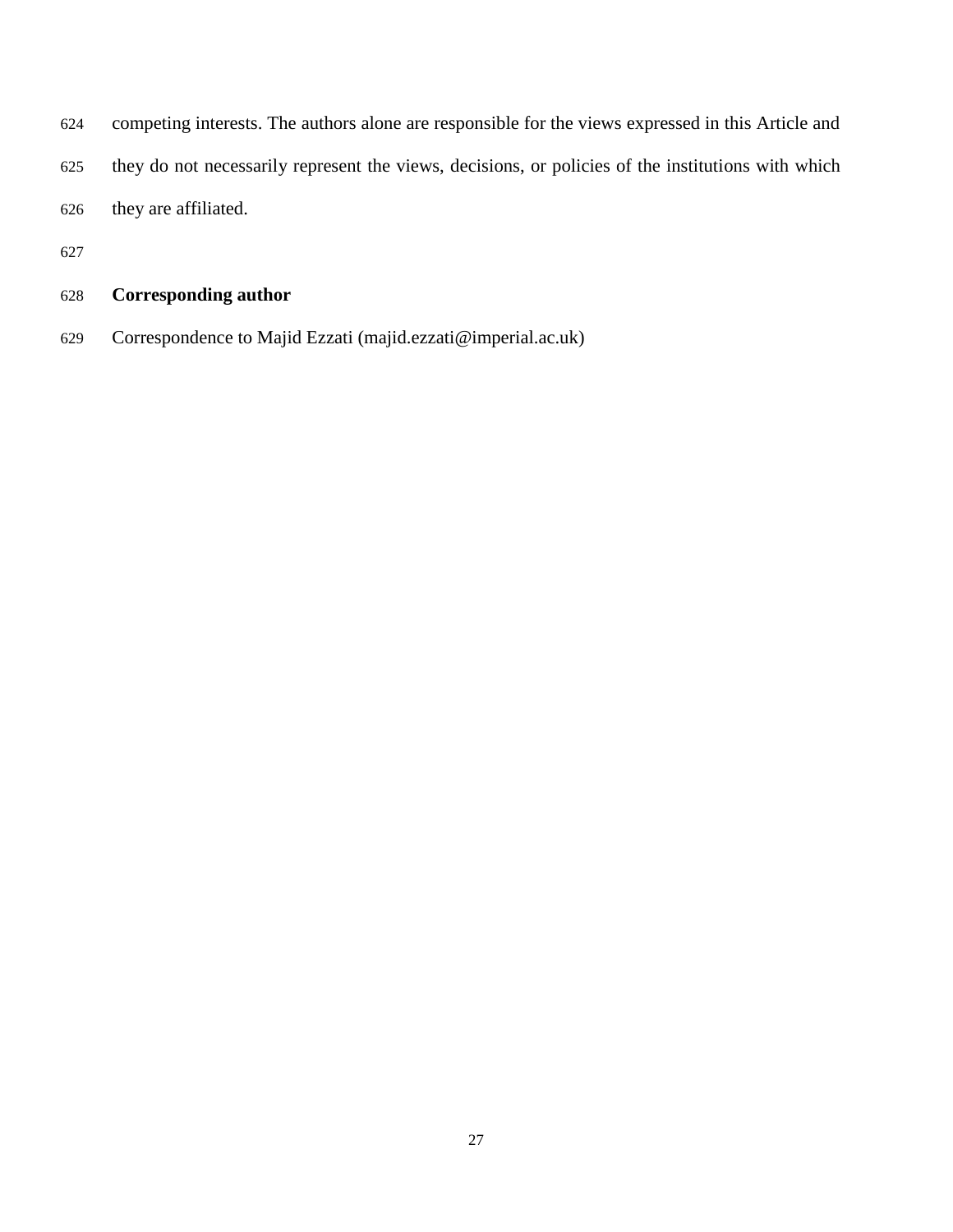competing interests. The authors alone are responsible for the views expressed in this Article and they do not necessarily represent the views, decisions, or policies of the institutions with which they are affiliated.

## Corresponding author

Correspondence to Majid Ezzati (majid.ezzati@imperial.ac.uk)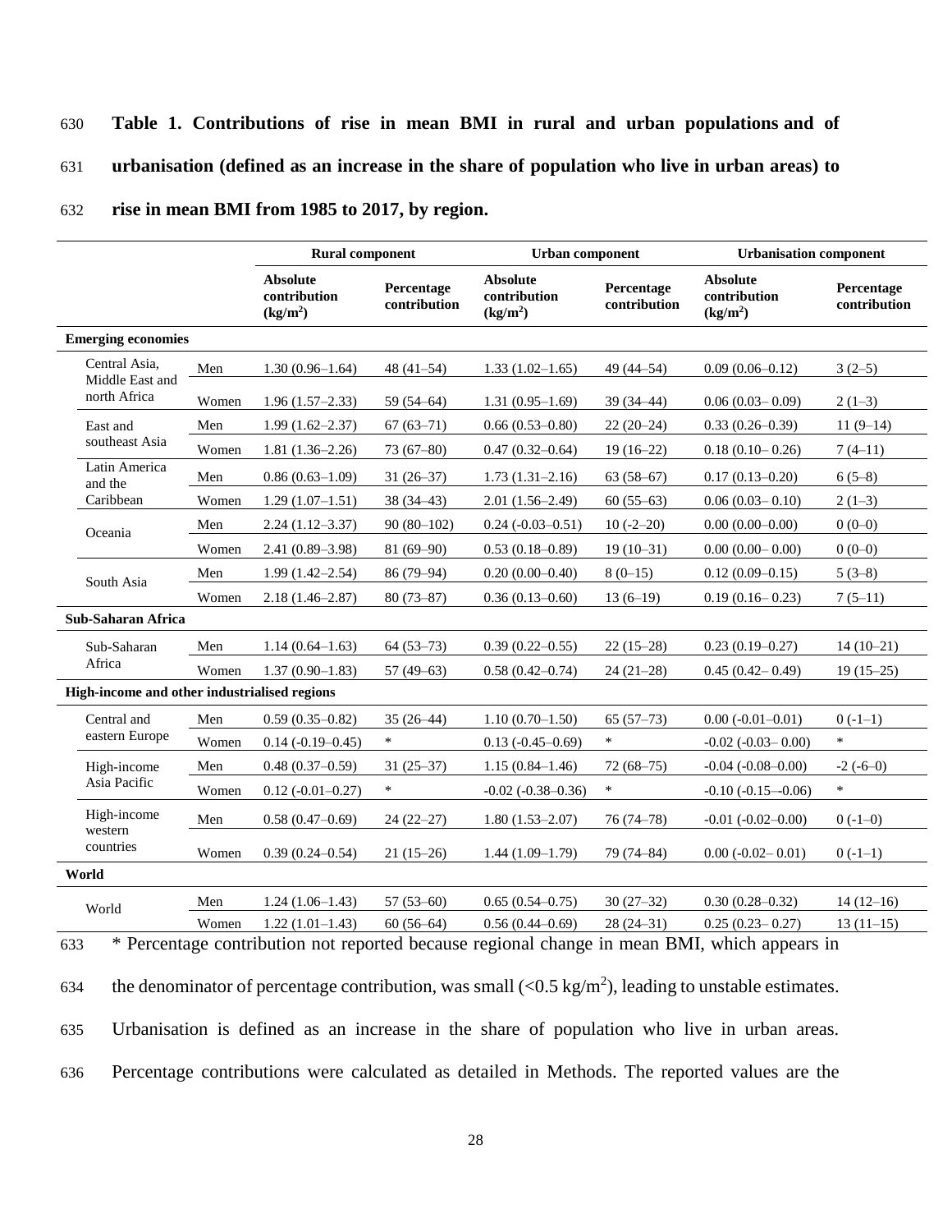**Table 1. Contributions of rise in mean BMI in rural and urban populations and of urbanisation (defined as an increase in the share of population who live in urban areas) to rise in mean BMI from 1985 to 2017, by region.**

| | | Rural component | | Urban component | | Urbanisation component | |
|---|---|---|---|---|---|---|---|
| | | Absolute contribution (kg/m$^2$) | Percentage contribution | Absolute contribution (kg/m$^2$) | Percentage contribution | Absolute contribution (kg/m$^2$) | Percentage contribution |
| **Emerging economies** | | | | | | | |
| Central Asia, Middle East and north Africa | Men | 1.30 (0.96–1.64) | 48 (41–54) | 1.33 (1.02–1.65) | 49 (44–54) | 0.09 (0.06–0.12) | 3 (2–5) |
| | Women | 1.96 (1.57–2.33) | 59 (54–64) | 1.31 (0.95–1.69) | 39 (34–44) | 0.06 (0.03– 0.09) | 2 (1–3) |
| East and southeast Asia | Men | 1.99 (1.62–2.37) | 67 (63–71) | 0.66 (0.53–0.80) | 22 (20–24) | 0.33 (0.26–0.39) | 11 (9–14) |
| | Women | 1.81 (1.36–2.26) | 73 (67–80) | 0.47 (0.32–0.64) | 19 (16–22) | 0.18 (0.10– 0.26) | 7 (4–11) |
| Latin America and the Caribbean | Men | 0.86 (0.63–1.09) | 31 (26–37) | 1.73 (1.31–2.16) | 63 (58–67) | 0.17 (0.13–0.20) | 6 (5–8) |
| | Women | 1.29 (1.07–1.51) | 38 (34–43) | 2.01 (1.56–2.49) | 60 (55–63) | 0.06 (0.03– 0.10) | 2 (1–3) |
| Oceania | Men | 2.24 (1.12–3.37) | 90 (80–102) | 0.24 (-0.03–0.51) | 10 (-2–20) | 0.00 (0.00–0.00) | 0 (0–0) |
| | Women | 2.41 (0.89–3.98) | 81 (69–90) | 0.53 (0.18–0.89) | 19 (10–31) | 0.00 (0.00– 0.00) | 0 (0–0) |
| South Asia | Men | 1.99 (1.42–2.54) | 86 (79–94) | 0.20 (0.00–0.40) | 8 (0–15) | 0.12 (0.09–0.15) | 5 (3–8) |
| | Women | 2.18 (1.46–2.87) | 80 (73–87) | 0.36 (0.13–0.60) | 13 (6–19) | 0.19 (0.16– 0.23) | 7 (5–11) |
| **Sub-Saharan Africa** | | | | | | | |
| Sub-Saharan Africa | Men | 1.14 (0.64–1.63) | 64 (53–73) | 0.39 (0.22–0.55) | 22 (15–28) | 0.23 (0.19–0.27) | 14 (10–21) |
| | Women | 1.37 (0.90–1.83) | 57 (49–63) | 0.58 (0.42–0.74) | 24 (21–28) | 0.45 (0.42– 0.49) | 19 (15–25) |
| **High-income and other industrialised regions** | | | | | | | |
| Central and eastern Europe | Men | 0.59 (0.35–0.82) | 35 (26–44) | 1.10 (0.70–1.50) | 65 (57–73) | 0.00 (-0.01–0.01) | 0 (-1–1) |
| | Women | 0.14 (-0.19–0.45) | * | 0.13 (-0.45–0.69) | * | -0.02 (-0.03– 0.00) | * |
| High-income Asia Pacific | Men | 0.48 (0.37–0.59) | 31 (25–37) | 1.15 (0.84–1.46) | 72 (68–75) | -0.04 (-0.08–0.00) | -2 (-6–0) |
| | Women | 0.12 (-0.01–0.27) | * | -0.02 (-0.38–0.36) | * | -0.10 (-0.15–-0.06) | * |
| High-income western countries | Men | 0.58 (0.47–0.69) | 24 (22–27) | 1.80 (1.53–2.07) | 76 (74–78) | -0.01 (-0.02–0.00) | 0 (-1–0) |
| | Women | 0.39 (0.24–0.54) | 21 (15–26) | 1.44 (1.09–1.79) | 79 (74–84) | 0.00 (-0.02– 0.01) | 0 (-1–1) |
| **World** | | | | | | | |
| World | Men | 1.24 (1.06–1.43) | 57 (53–60) | 0.65 (0.54–0.75) | 30 (27–32) | 0.30 (0.28–0.32) | 14 (12–16) |
| | Women | 1.22 (1.01–1.43) | 60 (56–64) | 0.56 (0.44–0.69) | 28 (24–31) | 0.25 (0.23– 0.27) | 13 (11–15) |

* Percentage contribution not reported because regional change in mean BMI, which appears in the denominator of percentage contribution, was small (<0.5 kg/m$^2$), leading to unstable estimates. Urbanisation is defined as an increase in the share of population who live in urban areas. Percentage contributions were calculated as detailed in Methods. The reported values are the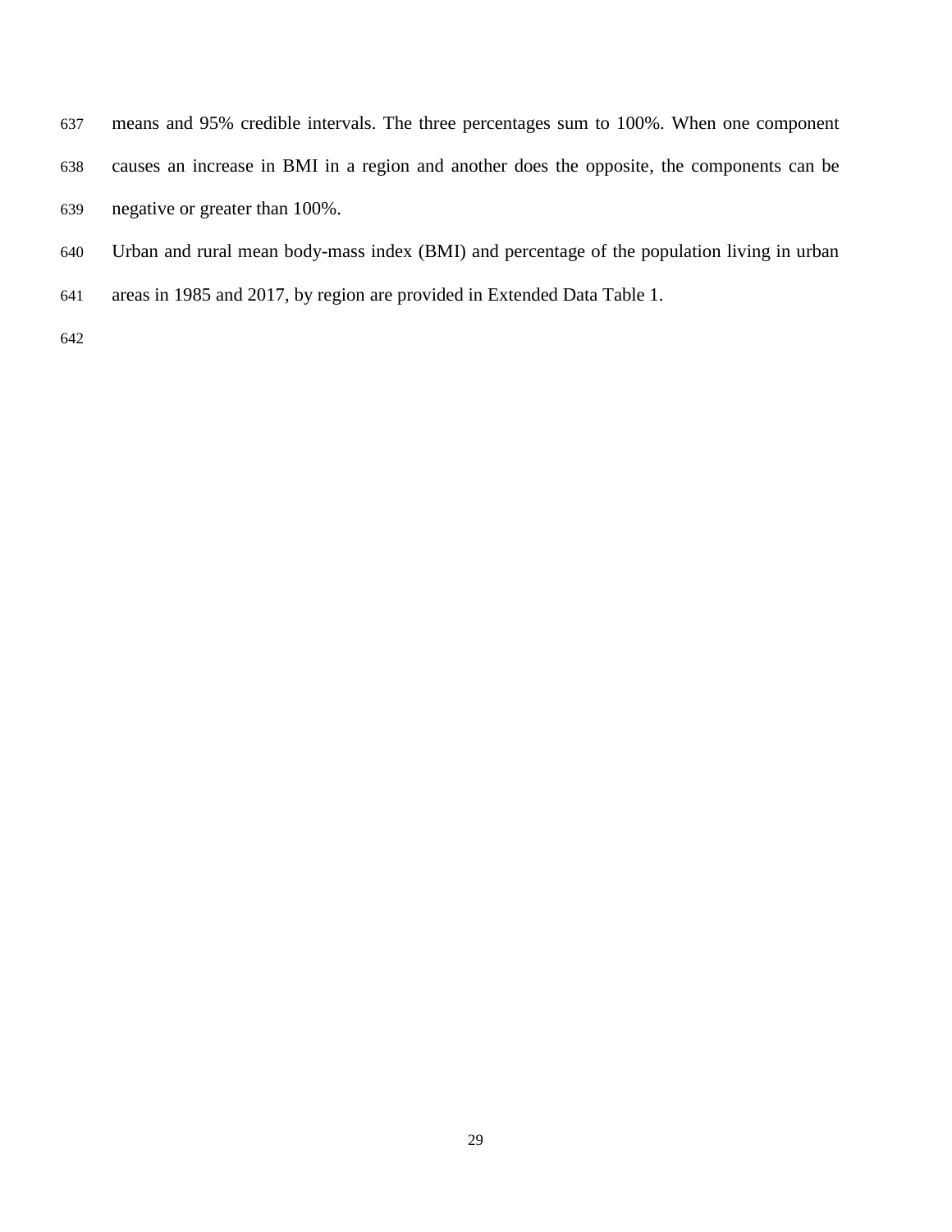means and 95% credible intervals. The three percentages sum to 100%. When one component causes an increase in BMI in a region and another does the opposite, the components can be negative or greater than 100%.

Urban and rural mean body-mass index (BMI) and percentage of the population living in urban areas in 1985 and 2017, by region are provided in Extended Data Table 1.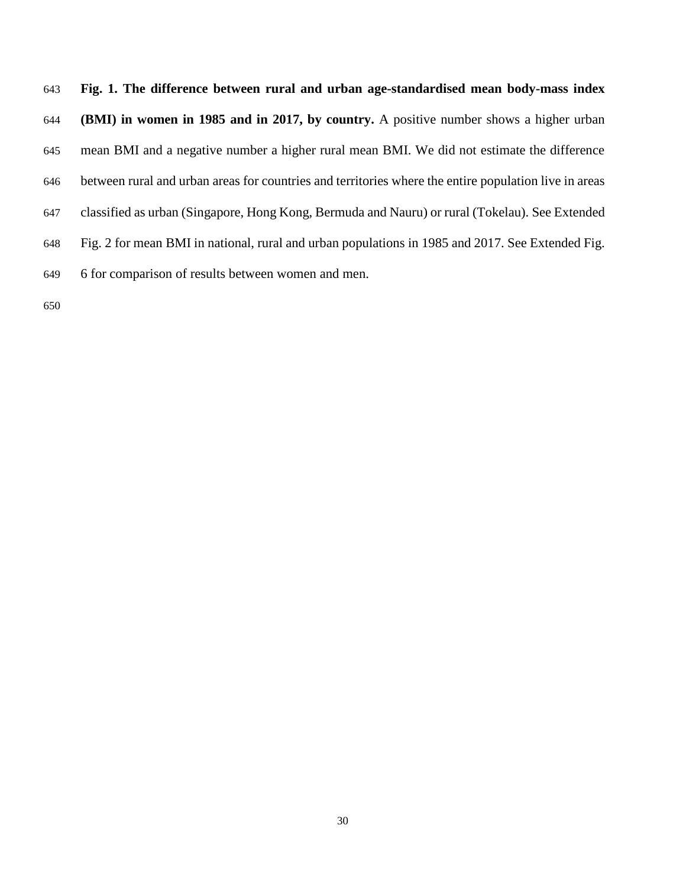**Fig. 1. The difference between rural and urban age-standardised mean body-mass index (BMI) in women in 1985 and in 2017, by country.** A positive number shows a higher urban mean BMI and a negative number a higher rural mean BMI. We did not estimate the difference between rural and urban areas for countries and territories where the entire population live in areas classified as urban (Singapore, Hong Kong, Bermuda and Nauru) or rural (Tokelau). See Extended Fig. 2 for mean BMI in national, rural and urban populations in 1985 and 2017. See Extended Fig. 6 for comparison of results between women and men.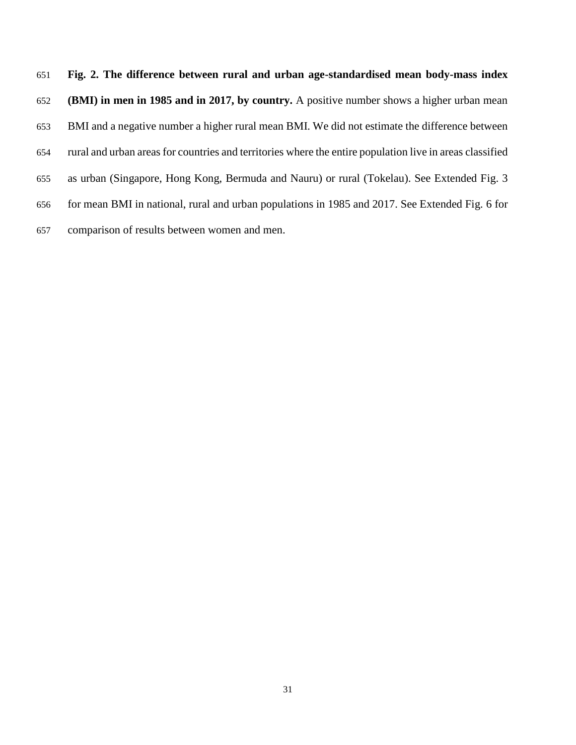**Fig. 2. The difference between rural and urban age-standardised mean body-mass index (BMI) in men in 1985 and in 2017, by country.** A positive number shows a higher urban mean BMI and a negative number a higher rural mean BMI. We did not estimate the difference between rural and urban areas for countries and territories where the entire population live in areas classified as urban (Singapore, Hong Kong, Bermuda and Nauru) or rural (Tokelau). See Extended Fig. 3 for mean BMI in national, rural and urban populations in 1985 and 2017. See Extended Fig. 6 for comparison of results between women and men.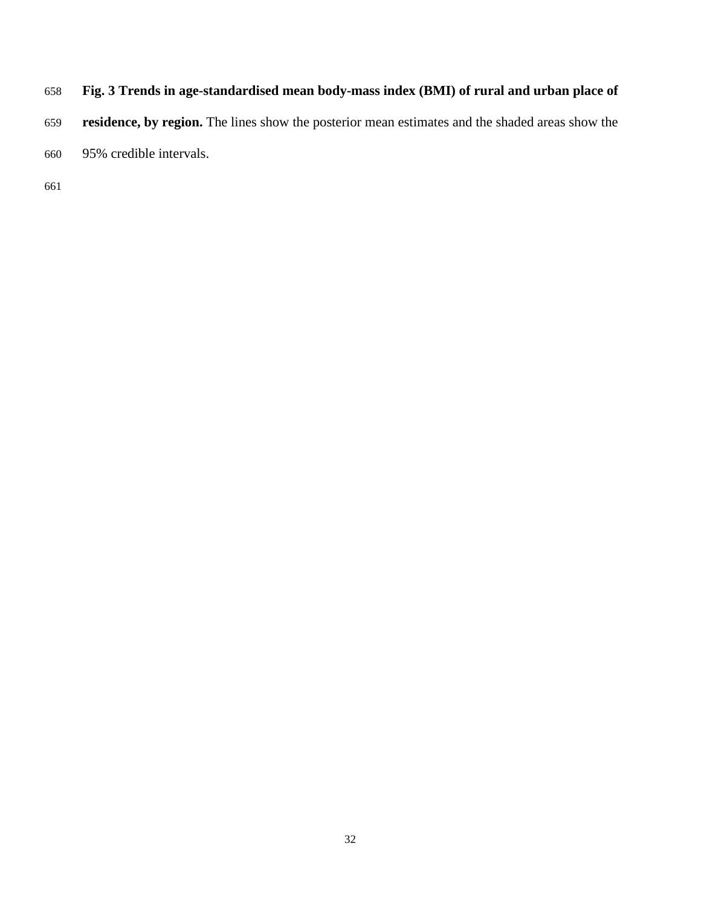**Fig. 3 Trends in age-standardised mean body-mass index (BMI) of rural and urban place of residence, by region.** The lines show the posterior mean estimates and the shaded areas show the 95% credible intervals.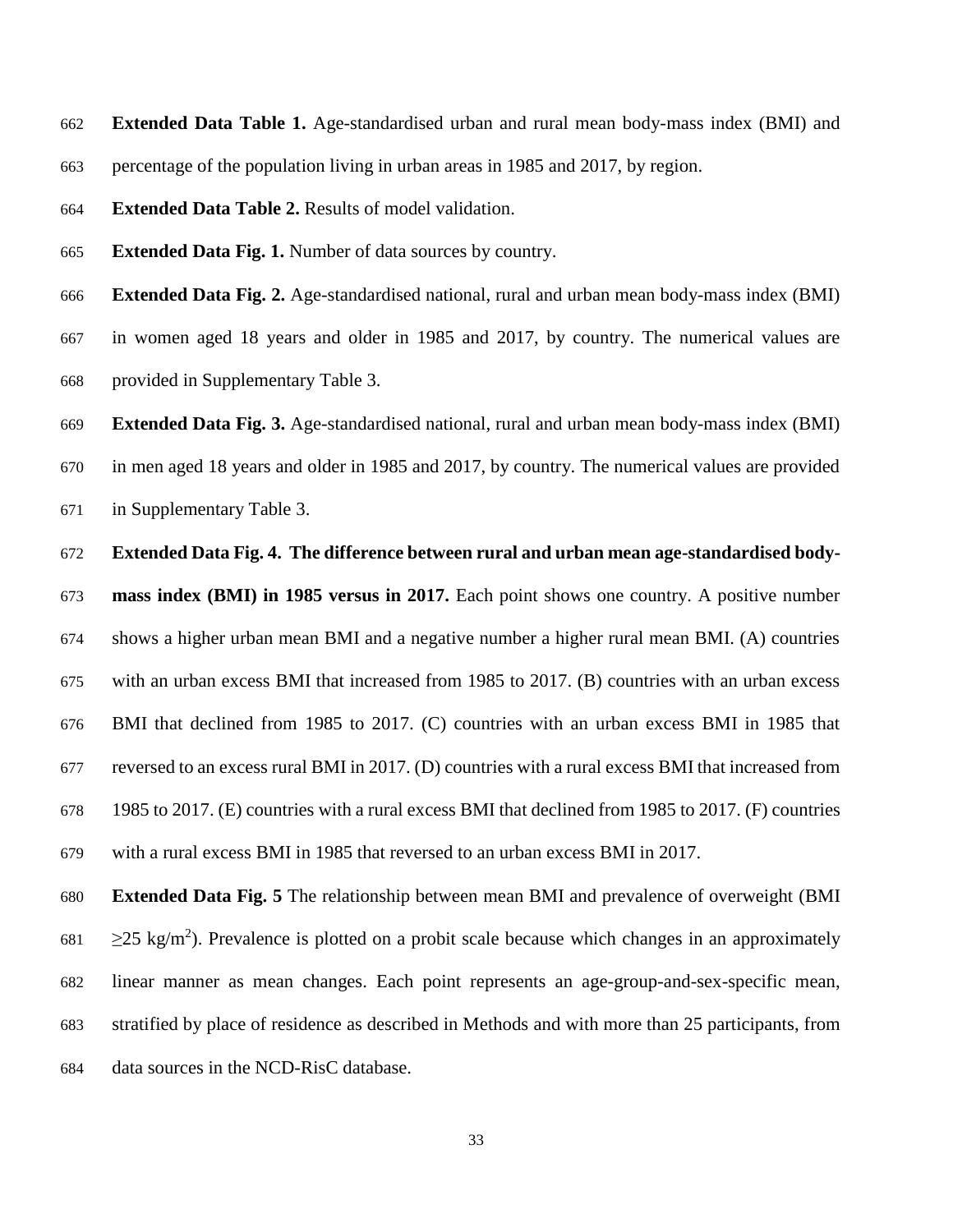**Extended Data Table 1.** Age-standardised urban and rural mean body-mass index (BMI) and percentage of the population living in urban areas in 1985 and 2017, by region.

**Extended Data Table 2.** Results of model validation.

**Extended Data Fig. 1.** Number of data sources by country.

**Extended Data Fig. 2.** Age-standardised national, rural and urban mean body-mass index (BMI) in women aged 18 years and older in 1985 and 2017, by country. The numerical values are provided in Supplementary Table 3.

**Extended Data Fig. 3.** Age-standardised national, rural and urban mean body-mass index (BMI) in men aged 18 years and older in 1985 and 2017, by country. The numerical values are provided in Supplementary Table 3.

**Extended Data Fig. 4. The difference between rural and urban mean age-standardised body-mass index (BMI) in 1985 versus in 2017.** Each point shows one country. A positive number shows a higher urban mean BMI and a negative number a higher rural mean BMI. (A) countries with an urban excess BMI that increased from 1985 to 2017. (B) countries with an urban excess BMI that declined from 1985 to 2017. (C) countries with an urban excess BMI in 1985 that reversed to an excess rural BMI in 2017. (D) countries with a rural excess BMI that increased from 1985 to 2017. (E) countries with a rural excess BMI that declined from 1985 to 2017. (F) countries with a rural excess BMI in 1985 that reversed to an urban excess BMI in 2017.

**Extended Data Fig. 5** The relationship between mean BMI and prevalence of overweight (BMI $\geq$25 kg/m$^2$). Prevalence is plotted on a probit scale because which changes in an approximately linear manner as mean changes. Each point represents an age-group-and-sex-specific mean, stratified by place of residence as described in Methods and with more than 25 participants, from data sources in the NCD-RisC database.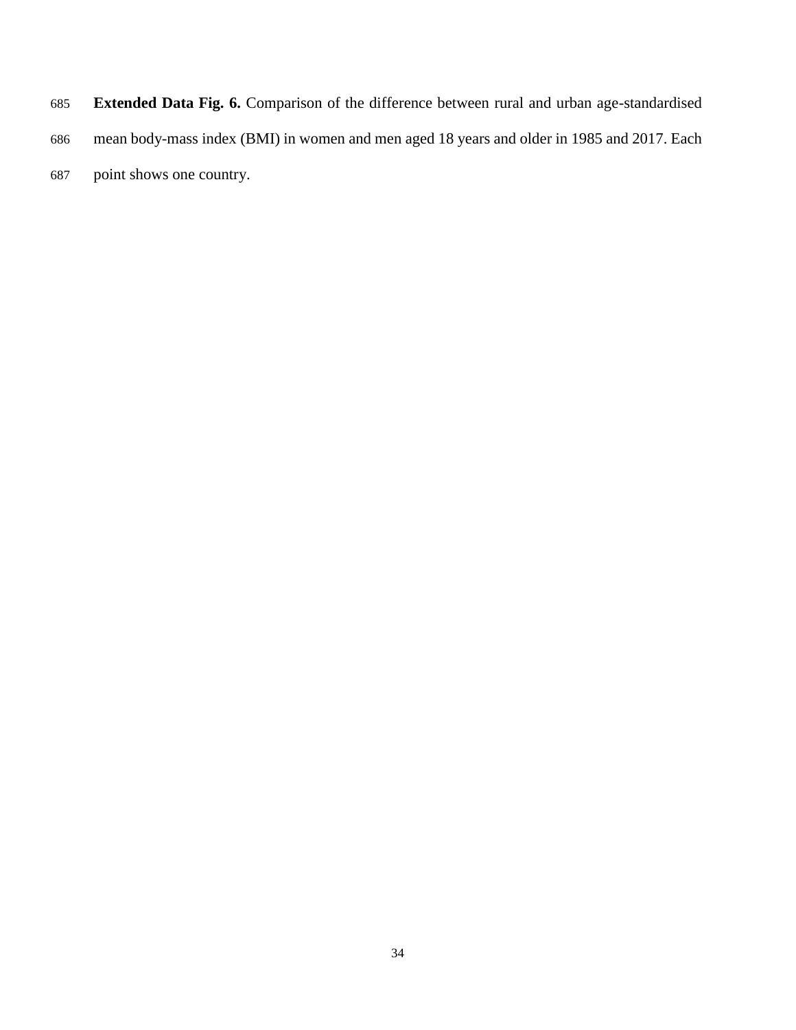**Extended Data Fig. 6.** Comparison of the difference between rural and urban age-standardised mean body-mass index (BMI) in women and men aged 18 years and older in 1985 and 2017. Each point shows one country.